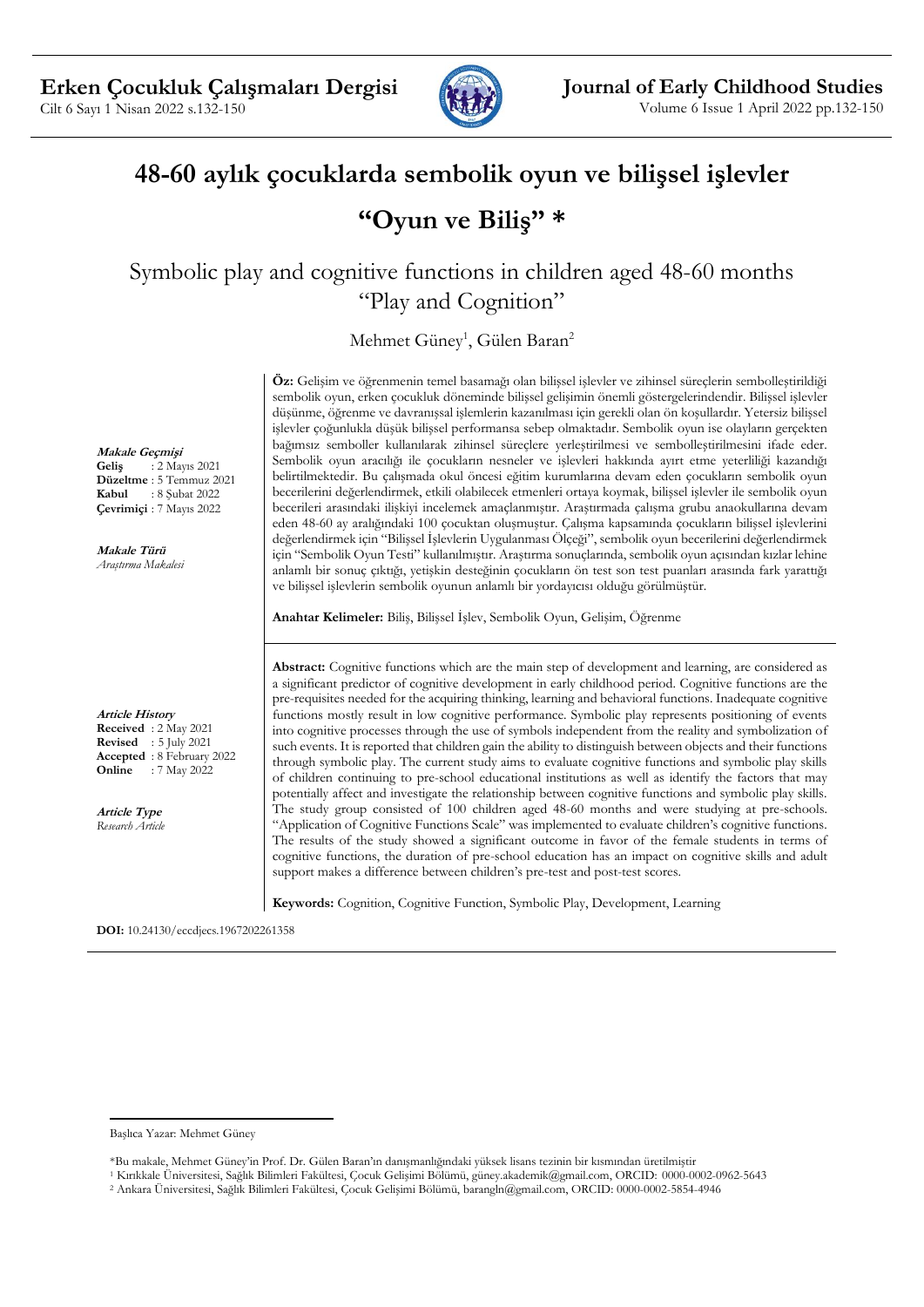# 48-60 aylık çocuklarda sembolik oyun ve bilişsel işlevler

# “Oyun ve Biliş” *

## Symbolic play and cognitive functions in children aged 48-60 months “Play and Cognition”

Mehmet Güney[1], Gülen Baran[2]

***Makale Geçmişi***
**Geliş** : 2 Mayıs 2021
**Düzeltme** : 5 Temmuz 2021
**Kabul** : 8 Şubat 2022
**Çevrimiçi** : 7 Mayıs 2022

***Makale Türü***
*Araştırma Makalesi*

**Öz:** Gelişim ve öğrenmenin temel basamağı olan bilişsel işlevler ve zihinsel süreçlerin sembolleştirildiği sembolik oyun, erken çocukluk döneminde bilişsel gelişimin önemli göstergelerindendir. Bilişsel işlevler düşünme, öğrenme ve davranışsal işlemlerin kazanılması için gerekli olan ön koşullardır. Yetersiz bilişsel işlevler çoğunlukla düşük bilişsel performansa sebep olmaktadır. Sembolik oyun ise olayların gerçekten bağımsız semboller kullanılarak zihinsel süreçlere yerleştirilmesi ve sembolleştirilmesini ifade eder. Sembolik oyun aracılığı ile çocukların nesneler ve işlevleri hakkında ayırt etme yeterliliği kazandığı belirtilmektedir. Bu çalışmada okul öncesi eğitim kurumlarına devam eden çocukların sembolik oyun becerilerini değerlendirmek, etkili olabilecek etmenleri ortaya koymak, bilişsel işlevler ile sembolik oyun becerileri arasındaki ilişkiyi incelemek amaçlanmıştır. Araştırmada çalışma grubu anaokullarına devam eden 48-60 ay aralığındaki 100 çocuktan oluşmuştur. Çalışma kapsamında çocukların bilişsel işlevlerini değerlendirmek için “Bilişsel İşlevlerin Uygulanması Ölçeği”, sembolik oyun becerilerini değerlendirmek için “Sembolik Oyun Testi” kullanılmıştır. Araştırma sonuçlarında, sembolik oyun açısından kızlar lehine anlamlı bir sonuç çıktığı, yetişkin desteğinin çocukların ön test son test puanları arasında fark yarattığı ve bilişsel işlevlerin sembolik oyunun anlamlı bir yordayıcısı olduğu görülmüştür.

**Anahtar Kelimeler:** Biliş, Bilişsel İşlev, Sembolik Oyun, Gelişim, Öğrenme

***Article History***
**Received** : 2 May 2021
**Revised** : 5 July 2021
**Accepted** : 8 February 2022
**Online** : 7 May 2022

***Article Type***
*Research Article*

**Abstract:** Cognitive functions which are the main step of development and learning, are considered as a significant predictor of cognitive development in early childhood period. Cognitive functions are the pre-requisites needed for the acquiring thinking, learning and behavioral functions. Inadequate cognitive functions mostly result in low cognitive performance. Symbolic play represents positioning of events into cognitive processes through the use of symbols independent from the reality and symbolization of such events. It is reported that children gain the ability to distinguish between objects and their functions through symbolic play. The current study aims to evaluate cognitive functions and symbolic play skills of children continuing to pre-school educational institutions as well as identify the factors that may potentially affect and investigate the relationship between cognitive functions and symbolic play skills. The study group consisted of 100 children aged 48-60 months and were studying at pre-schools. “Application of Cognitive Functions Scale” was implemented to evaluate children’s cognitive functions. The results of the study showed a significant outcome in favor of the female students in terms of cognitive functions, the duration of pre-school education has an impact on cognitive skills and adult support makes a difference between children’s pre-test and post-test scores.

**Keywords:** Cognition, Cognitive Function, Symbolic Play, Development, Learning

**DOI:** 10.24130/eccdjecs.1967202261358

---

Başlıca Yazar: Mehmet Güney

*Bu makale, Mehmet Güney’in Prof. Dr. Gülen Baran’ın danışmanlığındaki yüksek lisans tezinin bir kısmından üretilmiştir

[1] Kırıkkale Üniversitesi, Sağlık Bilimleri Fakültesi, Çocuk Gelişimi Bölümü, güney.akademik@gmail.com, ORCID: 0000-0002-0962-5643

[2] Ankara Üniversitesi, Sağlık Bilimleri Fakültesi, Çocuk Gelişimi Bölümü, barangln@gmail.com, ORCID: 0000-0002-5854-4946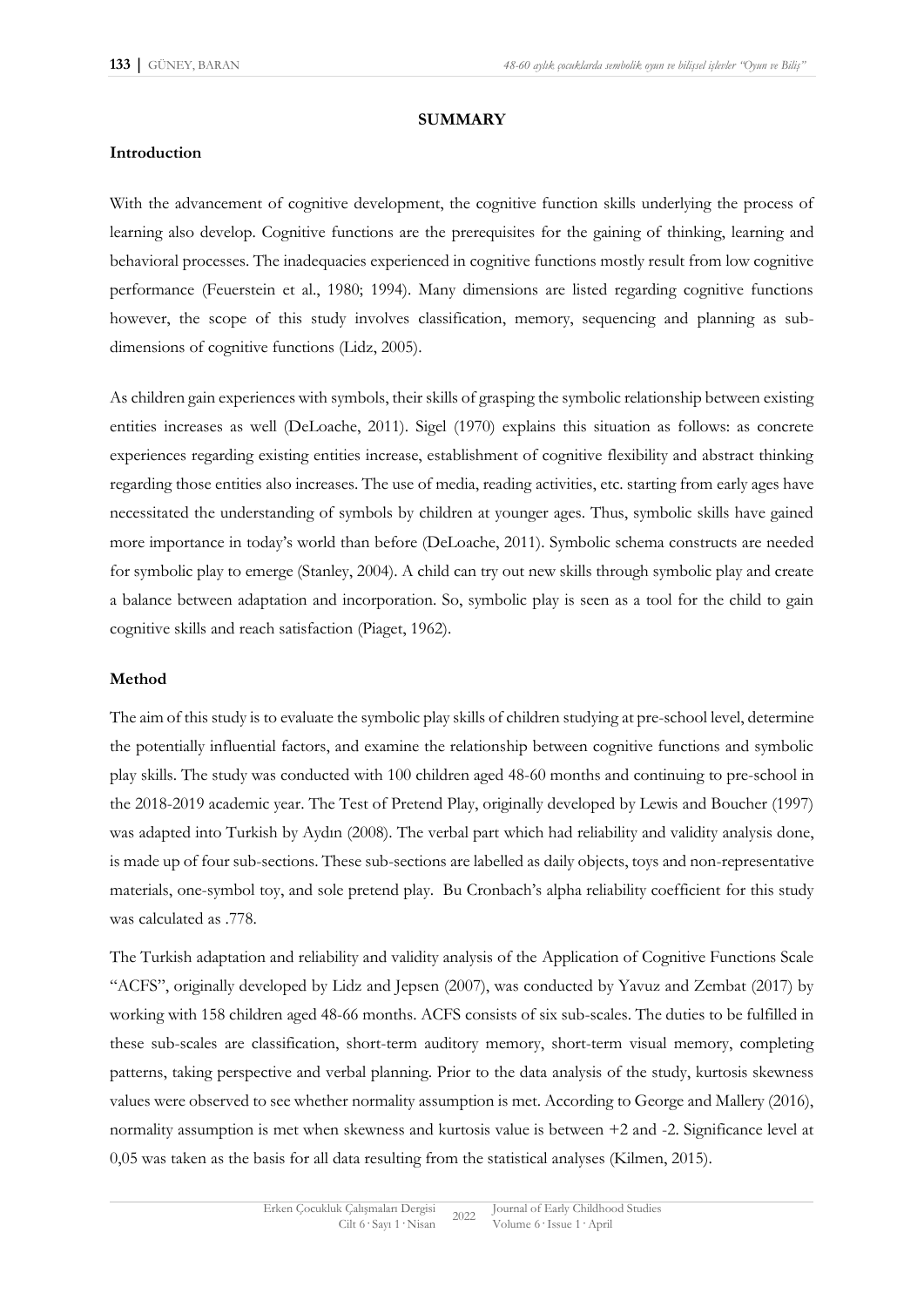## SUMMARY

### Introduction

With the advancement of cognitive development, the cognitive function skills underlying the process of learning also develop. Cognitive functions are the prerequisites for the gaining of thinking, learning and behavioral processes. The inadequacies experienced in cognitive functions mostly result from low cognitive performance (Feuerstein et al., 1980; 1994). Many dimensions are listed regarding cognitive functions however, the scope of this study involves classification, memory, sequencing and planning as sub-dimensions of cognitive functions (Lidz, 2005).

As children gain experiences with symbols, their skills of grasping the symbolic relationship between existing entities increases as well (DeLoache, 2011). Sigel (1970) explains this situation as follows: as concrete experiences regarding existing entities increase, establishment of cognitive flexibility and abstract thinking regarding those entities also increases. The use of media, reading activities, etc. starting from early ages have necessitated the understanding of symbols by children at younger ages. Thus, symbolic skills have gained more importance in today's world than before (DeLoache, 2011). Symbolic schema constructs are needed for symbolic play to emerge (Stanley, 2004). A child can try out new skills through symbolic play and create a balance between adaptation and incorporation. So, symbolic play is seen as a tool for the child to gain cognitive skills and reach satisfaction (Piaget, 1962).

### Method

The aim of this study is to evaluate the symbolic play skills of children studying at pre-school level, determine the potentially influential factors, and examine the relationship between cognitive functions and symbolic play skills. The study was conducted with 100 children aged 48-60 months and continuing to pre-school in the 2018-2019 academic year. The Test of Pretend Play, originally developed by Lewis and Boucher (1997) was adapted into Turkish by Aydın (2008). The verbal part which had reliability and validity analysis done, is made up of four sub-sections. These sub-sections are labelled as daily objects, toys and non-representative materials, one-symbol toy, and sole pretend play. Bu Cronbach's alpha reliability coefficient for this study was calculated as .778.

The Turkish adaptation and reliability and validity analysis of the Application of Cognitive Functions Scale "ACFS", originally developed by Lidz and Jepsen (2007), was conducted by Yavuz and Zembat (2017) by working with 158 children aged 48-66 months. ACFS consists of six sub-scales. The duties to be fulfilled in these sub-scales are classification, short-term auditory memory, short-term visual memory, completing patterns, taking perspective and verbal planning. Prior to the data analysis of the study, kurtosis skewness values were observed to see whether normality assumption is met. According to George and Mallery (2016), normality assumption is met when skewness and kurtosis value is between +2 and -2. Significance level at 0,05 was taken as the basis for all data resulting from the statistical analyses (Kilmen, 2015).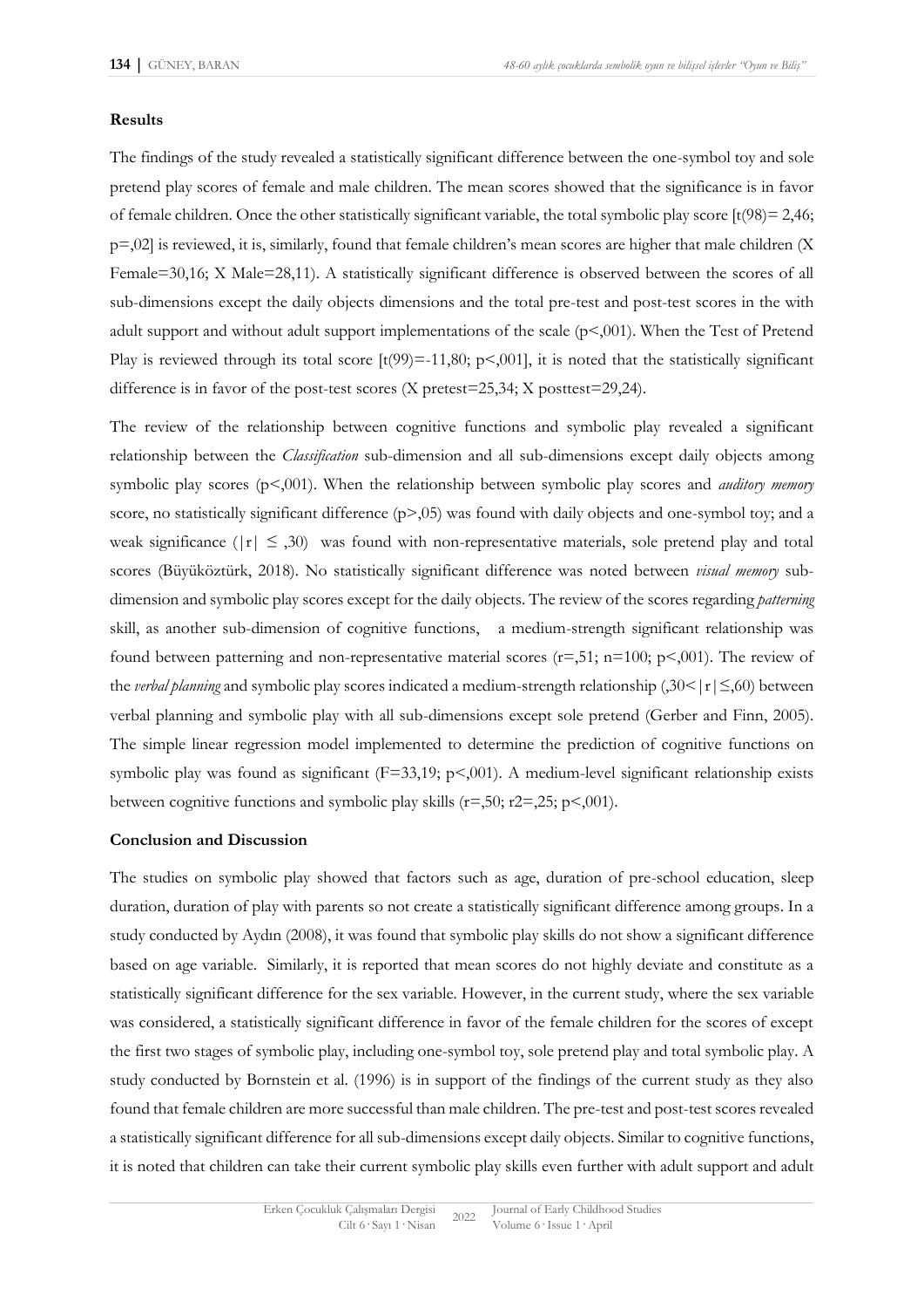**Results**

The findings of the study revealed a statistically significant difference between the one-symbol toy and sole pretend play scores of female and male children. The mean scores showed that the significance is in favor of female children. Once the other statistically significant variable, the total symbolic play score [$t(98)= 2,46$; $p=,02$] is reviewed, it is, similarly, found that female children's mean scores are higher that male children (X Female=30,16; X Male=28,11). A statistically significant difference is observed between the scores of all sub-dimensions except the daily objects dimensions and the total pre-test and post-test scores in the with adult support and without adult support implementations of the scale ($p<,001$). When the Test of Pretend Play is reviewed through its total score [$t(99)=-11,80$; $p<,001$], it is noted that the statistically significant difference is in favor of the post-test scores (X pretest=25,34; X posttest=29,24).

The review of the relationship between cognitive functions and symbolic play revealed a significant relationship between the *Classification* sub-dimension and all sub-dimensions except daily objects among symbolic play scores ($p<,001$). When the relationship between symbolic play scores and *auditory memory* score, no statistically significant difference ($p>,05$) was found with daily objects and one-symbol toy; and a weak significance ($|r| \leq ,30$) was found with non-representative materials, sole pretend play and total scores (Büyüköztürk, 2018). No statistically significant difference was noted between *visual memory* sub-dimension and symbolic play scores except for the daily objects. The review of the scores regarding *patterning* skill, as another sub-dimension of cognitive functions, a medium-strength significant relationship was found between patterning and non-representative material scores ($r=,51$; $n=100$; $p<,001$). The review of the *verbal planning* and symbolic play scores indicated a medium-strength relationship ($,30<|r|\leq,60$) between verbal planning and symbolic play with all sub-dimensions except sole pretend (Gerber and Finn, 2005). The simple linear regression model implemented to determine the prediction of cognitive functions on symbolic play was found as significant ($F=33,19$; $p<,001$). A medium-level significant relationship exists between cognitive functions and symbolic play skills ($r=,50$; $r2=,25$; $p<,001$).

**Conclusion and Discussion**

The studies on symbolic play showed that factors such as age, duration of pre-school education, sleep duration, duration of play with parents so not create a statistically significant difference among groups. In a study conducted by Aydın (2008), it was found that symbolic play skills do not show a significant difference based on age variable. Similarly, it is reported that mean scores do not highly deviate and constitute as a statistically significant difference for the sex variable. However, in the current study, where the sex variable was considered, a statistically significant difference in favor of the female children for the scores of except the first two stages of symbolic play, including one-symbol toy, sole pretend play and total symbolic play. A study conducted by Bornstein et al. (1996) is in support of the findings of the current study as they also found that female children are more successful than male children. The pre-test and post-test scores revealed a statistically significant difference for all sub-dimensions except daily objects. Similar to cognitive functions, it is noted that children can take their current symbolic play skills even further with adult support and adult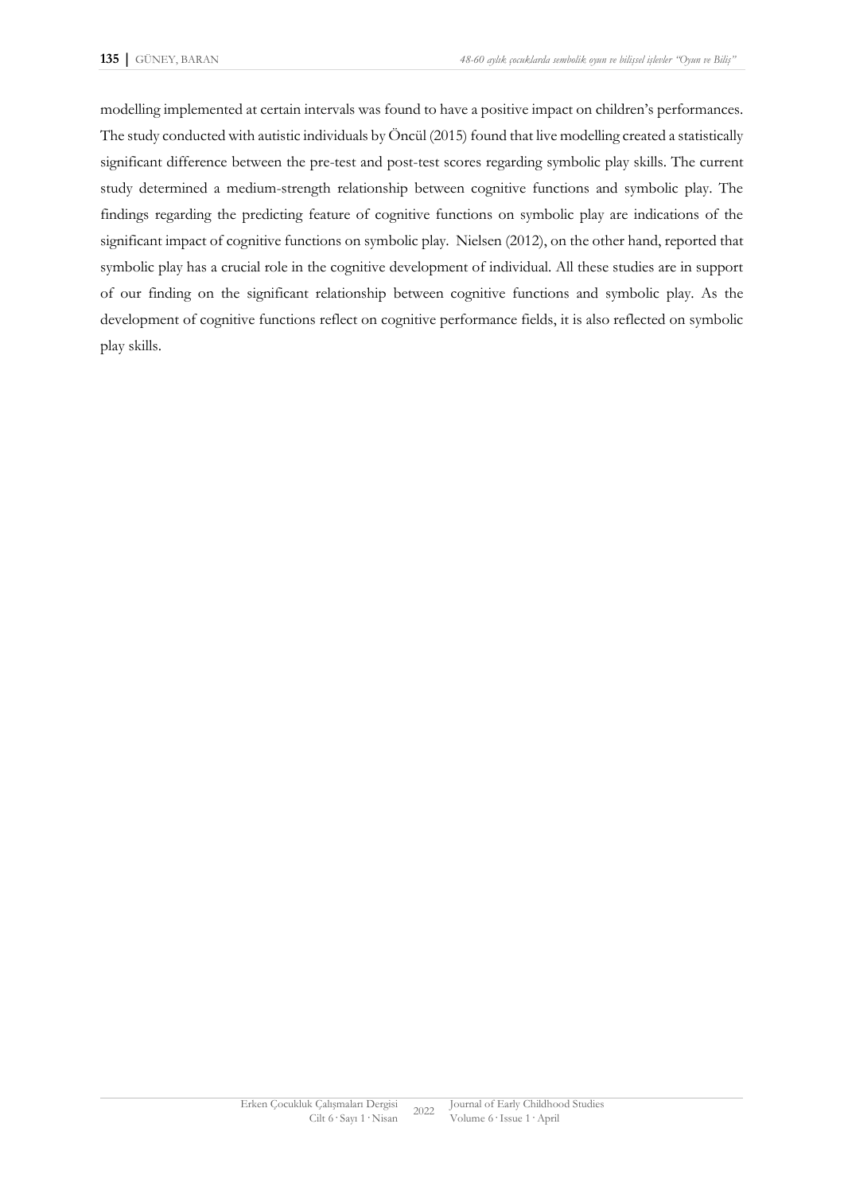modelling implemented at certain intervals was found to have a positive impact on children's performances. The study conducted with autistic individuals by Öncül (2015) found that live modelling created a statistically significant difference between the pre-test and post-test scores regarding symbolic play skills. The current study determined a medium-strength relationship between cognitive functions and symbolic play. The findings regarding the predicting feature of cognitive functions on symbolic play are indications of the significant impact of cognitive functions on symbolic play. Nielsen (2012), on the other hand, reported that symbolic play has a crucial role in the cognitive development of individual. All these studies are in support of our finding on the significant relationship between cognitive functions and symbolic play. As the development of cognitive functions reflect on cognitive performance fields, it is also reflected on symbolic play skills.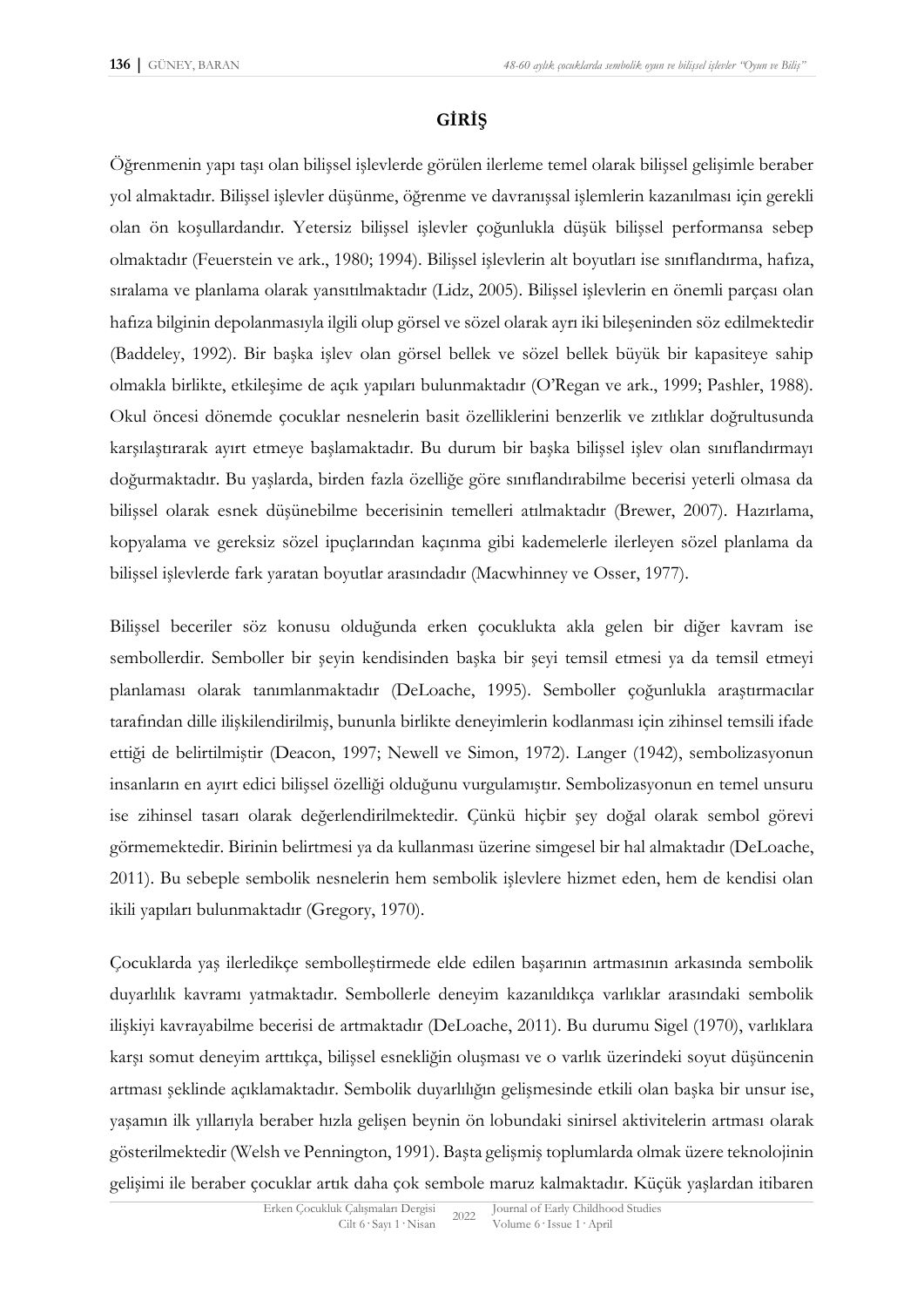## GİRİŞ

Öğrenmenin yapı taşı olan bilişsel işlevlerde görülen ilerleme temel olarak bilişsel gelişimle beraber yol almaktadır. Bilişsel işlevler düşünme, öğrenme ve davranışsal işlemlerin kazanılması için gerekli olan ön koşullardandır. Yetersiz bilişsel işlevler çoğunlukla düşük bilişsel performansa sebep olmaktadır (Feuerstein ve ark., 1980; 1994). Bilişsel işlevlerin alt boyutları ise sınıflandırma, hafıza, sıralama ve planlama olarak yansıtılmaktadır (Lidz, 2005). Bilişsel işlevlerin en önemli parçası olan hafıza bilginin depolanmasıyla ilgili olup görsel ve sözel olarak ayrı iki bileşeninden söz edilmektedir (Baddeley, 1992). Bir başka işlev olan görsel bellek ve sözel bellek büyük bir kapasiteye sahip olmakla birlikte, etkileşime de açık yapıları bulunmaktadır (O'Regan ve ark., 1999; Pashler, 1988). Okul öncesi dönemde çocuklar nesnelerin basit özelliklerini benzerlik ve zıtlıklar doğrultusunda karşılaştırarak ayırt etmeye başlamaktadır. Bu durum bir başka bilişsel işlev olan sınıflandırmayı doğurmaktadır. Bu yaşlarda, birden fazla özelliğe göre sınıflandırabilme becerisi yeterli olmasa da bilişsel olarak esnek düşünebilme becerisinin temelleri atılmaktadır (Brewer, 2007). Hazırlama, kopyalama ve gereksiz sözel ipuçlarından kaçınma gibi kademelerle ilerleyen sözel planlama da bilişsel işlevlerde fark yaratan boyutlar arasındadır (Macwhinney ve Osser, 1977).

Bilişsel beceriler söz konusu olduğunda erken çocuklukta akla gelen bir diğer kavram ise sembollerdir. Semboller bir şeyin kendisinden başka bir şeyi temsil etmesi ya da temsil etmeyi planlaması olarak tanımlanmaktadır (DeLoache, 1995). Semboller çoğunlukla araştırmacılar tarafından dille ilişkilendirilmiş, bununla birlikte deneyimlerin kodlanması için zihinsel temsili ifade ettiği de belirtilmiştir (Deacon, 1997; Newell ve Simon, 1972). Langer (1942), sembolizasyonun insanların en ayırt edici bilişsel özelliği olduğunu vurgulamıştır. Sembolizasyonun en temel unsuru ise zihinsel tasarı olarak değerlendirilmektedir. Çünkü hiçbir şey doğal olarak sembol görevi görmemektedir. Birinin belirtmesi ya da kullanması üzerine simgesel bir hal almaktadır (DeLoache, 2011). Bu sebeple sembolik nesnelerin hem sembolik işlevlere hizmet eden, hem de kendisi olan ikili yapıları bulunmaktadır (Gregory, 1970).

Çocuklarda yaş ilerledikçe sembolleştirmede elde edilen başarının artmasının arkasında sembolik duyarlılık kavramı yatmaktadır. Sembollerle deneyim kazanıldıkça varlıklar arasındaki sembolik ilişkiyi kavrayabilme becerisi de artmaktadır (DeLoache, 2011). Bu durumu Sigel (1970), varlıklara karşı somut deneyim arttıkça, bilişsel esnekliğin oluşması ve o varlık üzerindeki soyut düşüncenin artması şeklinde açıklamaktadır. Sembolik duyarlılığın gelişmesinde etkili olan başka bir unsur ise, yaşamın ilk yıllarıyla beraber hızla gelişen beynin ön lobundaki sinirsel aktivitelerin artması olarak gösterilmektedir (Welsh ve Pennington, 1991). Başta gelişmiş toplumlarda olmak üzere teknolojinin gelişimi ile beraber çocuklar artık daha çok sembole maruz kalmaktadır. Küçük yaşlardan itibaren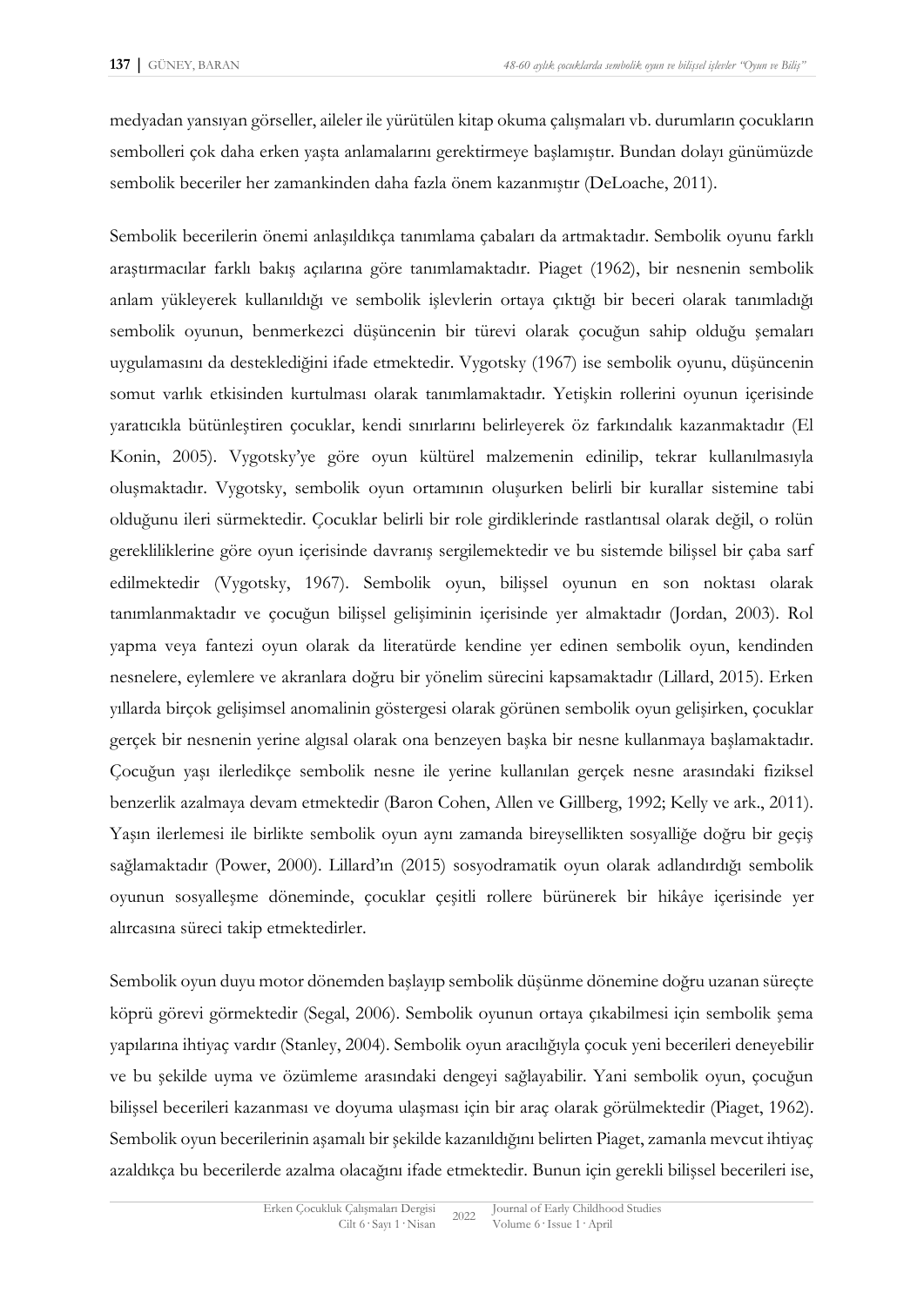medyadan yansıyan görseller, aileler ile yürütülen kitap okuma çalışmaları vb. durumların çocukların sembolleri çok daha erken yaşta anlamalarını gerektirmeye başlamıştır. Bundan dolayı günümüzde sembolik beceriler her zamankinden daha fazla önem kazanmıştır (DeLoache, 2011).

Sembolik becerilerin önemi anlaşıldıkça tanımlama çabaları da artmaktadır. Sembolik oyunu farklı araştırmacılar farklı bakış açılarına göre tanımlamaktadır. Piaget (1962), bir nesnenin sembolik anlam yükleyerek kullanıldığı ve sembolik işlevlerin ortaya çıktığı bir beceri olarak tanımladığı sembolik oyunun, benmerkezci düşüncenin bir türevi olarak çocuğun sahip olduğu şemaları uygulamasını da desteklediğini ifade etmektedir. Vygotsky (1967) ise sembolik oyunu, düşüncenin somut varlık etkisinden kurtulması olarak tanımlamaktadır. Yetişkin rollerini oyunun içerisinde yaratıcıkla bütünleştiren çocuklar, kendi sınırlarını belirleyerek öz farkındalık kazanmaktadır (El Konin, 2005). Vygotsky'ye göre oyun kültürel malzemenin edinilip, tekrar kullanılmasıyla oluşmaktadır. Vygotsky, sembolik oyun ortamının oluşurken belirli bir kurallar sistemine tabi olduğunu ileri sürmektedir. Çocuklar belirli bir role girdiklerinde rastlantısal olarak değil, o rolün gerekliliklerine göre oyun içerisinde davranış sergilemektedir ve bu sistemde bilişsel bir çaba sarf edilmektedir (Vygotsky, 1967). Sembolik oyun, bilişsel oyunun en son noktası olarak tanımlanmaktadır ve çocuğun bilişsel gelişiminin içerisinde yer almaktadır (Jordan, 2003). Rol yapma veya fantezi oyun olarak da literatürde kendine yer edinen sembolik oyun, kendinden nesnelere, eylemlere ve akranlara doğru bir yönelim sürecini kapsamaktadır (Lillard, 2015). Erken yıllarda birçok gelişimsel anomalinin göstergesi olarak görünen sembolik oyun gelişirken, çocuklar gerçek bir nesnenin yerine algısal olarak ona benzeyen başka bir nesne kullanmaya başlamaktadır. Çocuğun yaşı ilerledikçe sembolik nesne ile yerine kullanılan gerçek nesne arasındaki fiziksel benzerlik azalmaya devam etmektedir (Baron Cohen, Allen ve Gillberg, 1992; Kelly ve ark., 2011). Yaşın ilerlemesi ile birlikte sembolik oyun aynı zamanda bireysellikten sosyalliğe doğru bir geçiş sağlamaktadır (Power, 2000). Lillard'ın (2015) sosyodramatik oyun olarak adlandırdığı sembolik oyunun sosyalleşme döneminde, çocuklar çeşitli rollere bürünerek bir hikâye içerisinde yer alırcasına süreci takip etmektedirler.

Sembolik oyun duyu motor dönemden başlayıp sembolik düşünme dönemine doğru uzanan süreçte köprü görevi görmektedir (Segal, 2006). Sembolik oyunun ortaya çıkabilmesi için sembolik şema yapılarına ihtiyaç vardır (Stanley, 2004). Sembolik oyun aracılığıyla çocuk yeni becerileri deneyebilir ve bu şekilde uyma ve özümleme arasındaki dengeyi sağlayabilir. Yani sembolik oyun, çocuğun bilişsel becerileri kazanması ve doyuma ulaşması için bir araç olarak görülmektedir (Piaget, 1962). Sembolik oyun becerilerinin aşamalı bir şekilde kazanıldığını belirten Piaget, zamanla mevcut ihtiyaç azaldıkça bu becerilerde azalma olacağını ifade etmektedir. Bunun için gerekli bilişsel becerileri ise,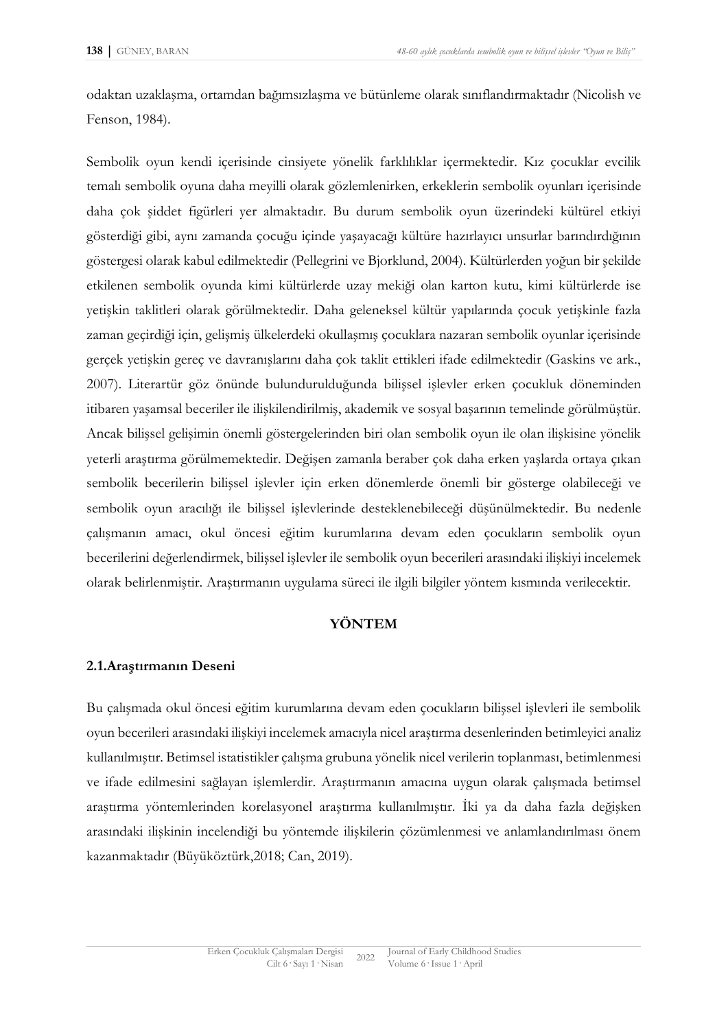odaktan uzaklaşma, ortamdan bağımsızlaşma ve bütünleme olarak sınıflandırmaktadır (Nicolish ve Fenson, 1984).

Sembolik oyun kendi içerisinde cinsiyete yönelik farklılıklar içermektedir. Kız çocuklar evcilik temalı sembolik oyuna daha meyilli olarak gözlemlenirken, erkeklerin sembolik oyunları içerisinde daha çok şiddet figürleri yer almaktadır. Bu durum sembolik oyun üzerindeki kültürel etkiyi gösterdiği gibi, aynı zamanda çocuğu içinde yaşayacağı kültüre hazırlayıcı unsurlar barındırdığının göstergesi olarak kabul edilmektedir (Pellegrini ve Bjorklund, 2004). Kültürlerden yoğun bir şekilde etkilenen sembolik oyunda kimi kültürlerde uzay mekiği olan karton kutu, kimi kültürlerde ise yetişkin taklitleri olarak görülmektedir. Daha geleneksel kültür yapılarında çocuk yetişkinle fazla zaman geçirdiği için, gelişmiş ülkelerdeki okullaşmış çocuklara nazaran sembolik oyunlar içerisinde gerçek yetişkin gereç ve davranışlarını daha çok taklit ettikleri ifade edilmektedir (Gaskins ve ark., 2007). Literartür göz önünde bulundurulduğunda bilişsel işlevler erken çocukluk döneminden itibaren yaşamsal beceriler ile ilişkilendirilmiş, akademik ve sosyal başarının temelinde görülmüştür. Ancak bilişsel gelişimin önemli göstergelerinden biri olan sembolik oyun ile olan ilişkisine yönelik yeterli araştırma görülmemektedir. Değişen zamanla beraber çok daha erken yaşlarda ortaya çıkan sembolik becerilerin bilişsel işlevler için erken dönemlerde önemli bir gösterge olabileceği ve sembolik oyun aracılığı ile bilişsel işlevlerinde desteklenebileceği düşünülmektedir. Bu nedenle çalışmanın amacı, okul öncesi eğitim kurumlarına devam eden çocukların sembolik oyun becerilerini değerlendirmek, bilişsel işlevler ile sembolik oyun becerileri arasındaki ilişkiyi incelemek olarak belirlenmiştir. Araştırmanın uygulama süreci ile ilgili bilgiler yöntem kısmında verilecektir.

## YÖNTEM

### 2.1.Araştırmanın Deseni

Bu çalışmada okul öncesi eğitim kurumlarına devam eden çocukların bilişsel işlevleri ile sembolik oyun becerileri arasındaki ilişkiyi incelemek amacıyla nicel araştırma desenlerinden betimleyici analiz kullanılmıştır. Betimsel istatistikler çalışma grubuna yönelik nicel verilerin toplanması, betimlenmesi ve ifade edilmesini sağlayan işlemlerdir. Araştırmanın amacına uygun olarak çalışmada betimsel araştırma yöntemlerinden korelasyonel araştırma kullanılmıştır. İki ya da daha fazla değişken arasındaki ilişkinin incelendiği bu yöntemde ilişkilerin çözümlenmesi ve anlamlandırılması önem kazanmaktadır (Büyüköztürk,2018; Can, 2019).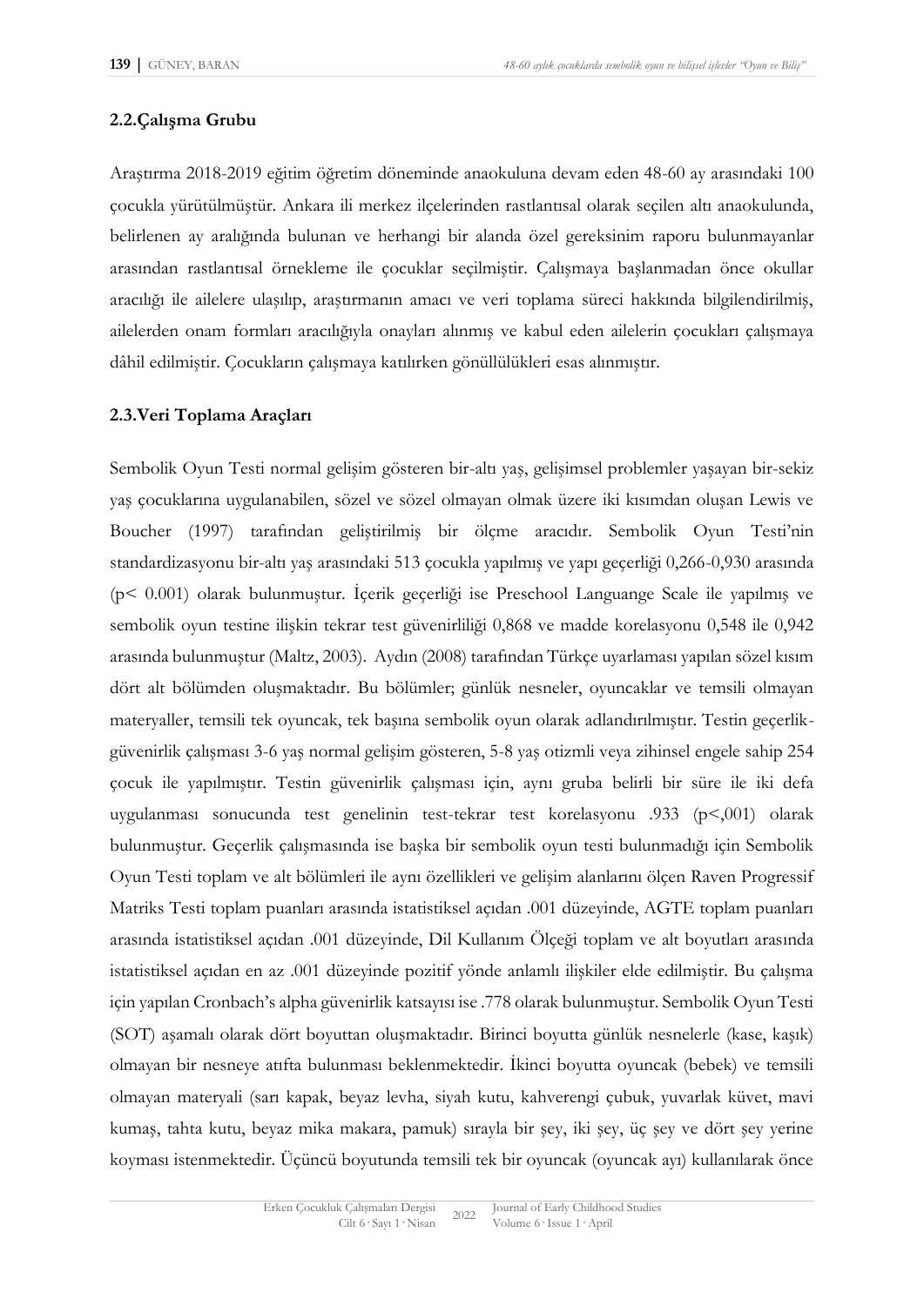## 2.2.Çalışma Grubu

Araştırma 2018-2019 eğitim öğretim döneminde anaokuluna devam eden 48-60 ay arasındaki 100 çocukla yürütülmüştür. Ankara ili merkez ilçelerinden rastlantısal olarak seçilen altı anaokulunda, belirlenen ay aralığında bulunan ve herhangi bir alanda özel gereksinim raporu bulunmayanlar arasından rastlantısal örnekleme ile çocuklar seçilmiştir. Çalışmaya başlanmadan önce okullar aracılığı ile ailelere ulaşılıp, araştırmanın amacı ve veri toplama süreci hakkında bilgilendirilmiş, ailelerden onam formları aracılığıyla onayları alınmış ve kabul eden ailelerin çocukları çalışmaya dâhil edilmiştir. Çocukların çalışmaya katılırken gönüllülükleri esas alınmıştır.

## 2.3.Veri Toplama Araçları

Sembolik Oyun Testi normal gelişim gösteren bir-altı yaş, gelişimsel problemler yaşayan bir-sekiz yaş çocuklarına uygulanabilen, sözel ve sözel olmayan olmak üzere iki kısımdan oluşan Lewis ve Boucher (1997) tarafından geliştirilmiş bir ölçme aracıdır. Sembolik Oyun Testi'nin standardizasyonu bir-altı yaş arasındaki 513 çocukla yapılmış ve yapı geçerliği 0,266-0,930 arasında (p< 0.001) olarak bulunmuştur. İçerik geçerliği ise Preschool Languange Scale ile yapılmış ve sembolik oyun testine ilişkin tekrar test güvenirliliği 0,868 ve madde korelasyonu 0,548 ile 0,942 arasında bulunmuştur (Maltz, 2003). Aydın (2008) tarafından Türkçe uyarlaması yapılan sözel kısım dört alt bölümden oluşmaktadır. Bu bölümler; günlük nesneler, oyuncaklar ve temsili olmayan materyaller, temsili tek oyuncak, tek başına sembolik oyun olarak adlandırılmıştır. Testin geçerlik-güvenirlik çalışması 3-6 yaş normal gelişim gösteren, 5-8 yaş otizmli veya zihinsel engele sahip 254 çocuk ile yapılmıştır. Testin güvenirlik çalışması için, aynı gruba belirli bir süre ile iki defa uygulanması sonucunda test genelinin test-tekrar test korelasyonu .933 (p<,001) olarak bulunmuştur. Geçerlik çalışmasında ise başka bir sembolik oyun testi bulunmadığı için Sembolik Oyun Testi toplam ve alt bölümleri ile aynı özellikleri ve gelişim alanlarını ölçen Raven Progressif Matriks Testi toplam puanları arasında istatistiksel açıdan .001 düzeyinde, AGTE toplam puanları arasında istatistiksel açıdan .001 düzeyinde, Dil Kullanım Ölçeği toplam ve alt boyutları arasında istatistiksel açıdan en az .001 düzeyinde pozitif yönde anlamlı ilişkiler elde edilmiştir. Bu çalışma için yapılan Cronbach's alpha güvenirlik katsayısı ise .778 olarak bulunmuştur. Sembolik Oyun Testi (SOT) aşamalı olarak dört boyuttan oluşmaktadır. Birinci boyutta günlük nesnelerle (kase, kaşık) olmayan bir nesneye atıfta bulunması beklenmektedir. İkinci boyutta oyuncak (bebek) ve temsili olmayan materyali (sarı kapak, beyaz levha, siyah kutu, kahverengi çubuk, yuvarlak küvet, mavi kumaş, tahta kutu, beyaz mika makara, pamuk) sırayla bir şey, iki şey, üç şey ve dört şey yerine koyması istenmektedir. Üçüncü boyutunda temsili tek bir oyuncak (oyuncak ayı) kullanılarak önce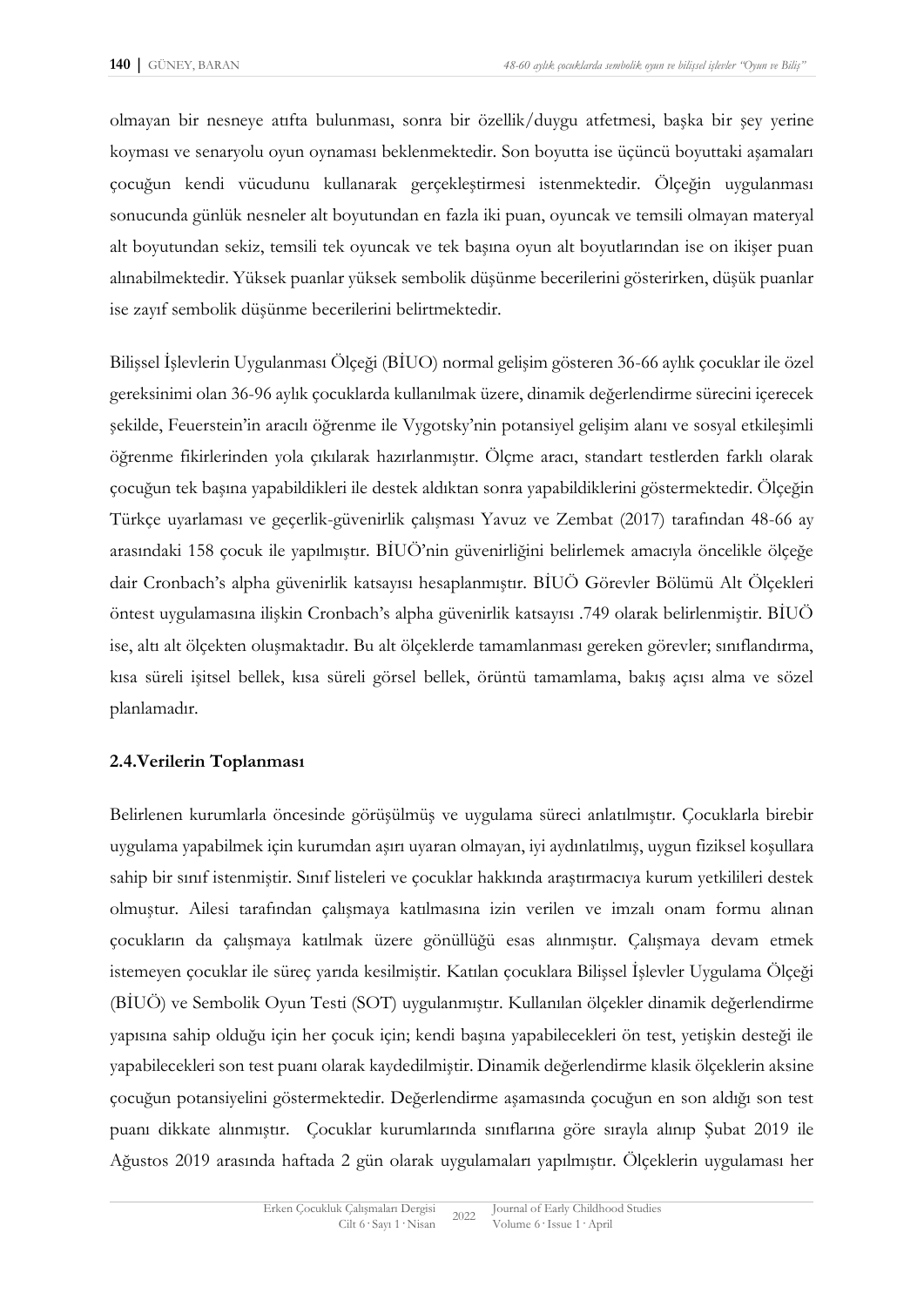olmayan bir nesneye atıfta bulunması, sonra bir özellik/duygu atfetmesi, başka bir şey yerine koyması ve senaryolu oyun oynaması beklenmektedir. Son boyutta ise üçüncü boyuttaki aşamaları çocuğun kendi vücudunu kullanarak gerçekleştirmesi istenmektedir. Ölçeğin uygulanması sonucunda günlük nesneler alt boyutundan en fazla iki puan, oyuncak ve temsili olmayan materyal alt boyutundan sekiz, temsili tek oyuncak ve tek başına oyun alt boyutlarından ise on ikişer puan alınabilmektedir. Yüksek puanlar yüksek sembolik düşünme becerilerini gösterirken, düşük puanlar ise zayıf sembolik düşünme becerilerini belirtmektedir.

Bilişsel İşlevlerin Uygulanması Ölçeği (BİUO) normal gelişim gösteren 36-66 aylık çocuklar ile özel gereksinimi olan 36-96 aylık çocuklarda kullanılmak üzere, dinamik değerlendirme sürecini içerecek şekilde, Feuerstein'in aracılı öğrenme ile Vygotsky'nin potansiyel gelişim alanı ve sosyal etkileşimli öğrenme fikirlerinden yola çıkılarak hazırlanmıştır. Ölçme aracı, standart testlerden farklı olarak çocuğun tek başına yapabildikleri ile destek aldıktan sonra yapabildiklerini göstermektedir. Ölçeğin Türkçe uyarlaması ve geçerlik-güvenirlik çalışması Yavuz ve Zembat (2017) tarafından 48-66 ay arasındaki 158 çocuk ile yapılmıştır. BİUÖ'nin güvenirliğini belirlemek amacıyla öncelikle ölçeğe dair Cronbach's alpha güvenirlik katsayısı hesaplanmıştır. BİUÖ Görevler Bölümü Alt Ölçekleri öntest uygulamasına ilişkin Cronbach's alpha güvenirlik katsayısı .749 olarak belirlenmiştir. BİUÖ ise, altı alt ölçekten oluşmaktadır. Bu alt ölçeklerde tamamlanması gereken görevler; sınıflandırma, kısa süreli işitsel bellek, kısa süreli görsel bellek, örüntü tamamlama, bakış açısı alma ve sözel planlamadır.

### 2.4.Verilerin Toplanması

Belirlenen kurumlarla öncesinde görüşülmüş ve uygulama süreci anlatılmıştır. Çocuklarla birebir uygulama yapabilmek için kurumdan aşırı uyaran olmayan, iyi aydınlatılmış, uygun fiziksel koşullara sahip bir sınıf istenmiştir. Sınıf listeleri ve çocuklar hakkında araştırmacıya kurum yetkilileri destek olmuştur. Ailesi tarafından çalışmaya katılmasına izin verilen ve imzalı onam formu alınan çocukların da çalışmaya katılmak üzere gönüllüğü esas alınmıştır. Çalışmaya devam etmek istemeyen çocuklar ile süreç yarıda kesilmiştir. Katılan çocuklara Bilişsel İşlevler Uygulama Ölçeği (BİUÖ) ve Sembolik Oyun Testi (SOT) uygulanmıştır. Kullanılan ölçekler dinamik değerlendirme yapısına sahip olduğu için her çocuk için; kendi başına yapabilecekleri ön test, yetişkin desteği ile yapabilecekleri son test puanı olarak kaydedilmiştir. Dinamik değerlendirme klasik ölçeklerin aksine çocuğun potansiyelini göstermektedir. Değerlendirme aşamasında çocuğun en son aldığı son test puanı dikkate alınmıştır. Çocuklar kurumlarında sınıflarına göre sırayla alınıp Şubat 2019 ile Ağustos 2019 arasında haftada 2 gün olarak uygulamaları yapılmıştır. Ölçeklerin uygulaması her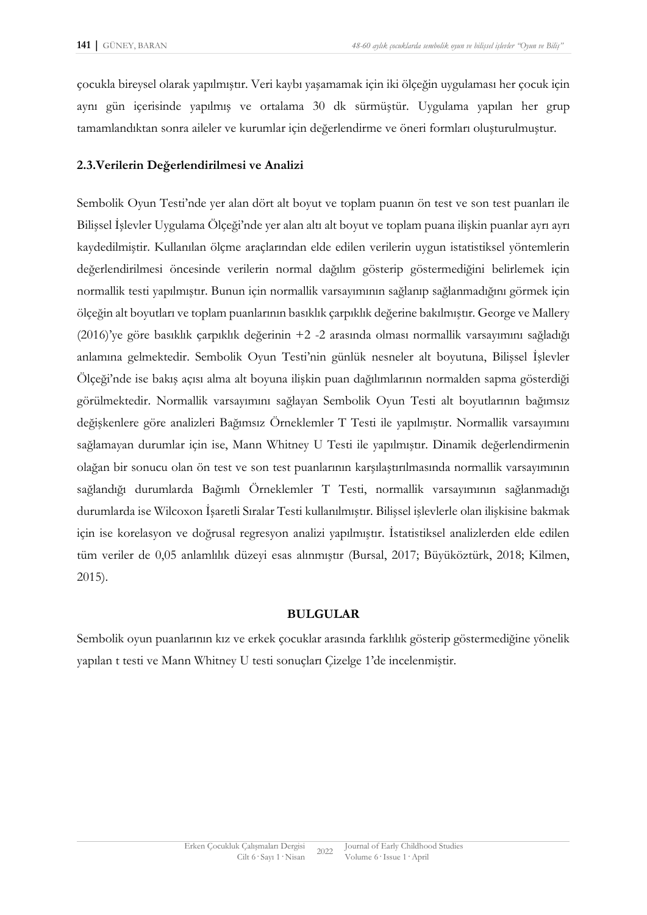çocukla bireysel olarak yapılmıştır. Veri kaybı yaşamamak için iki ölçeğin uygulaması her çocuk için aynı gün içerisinde yapılmış ve ortalama 30 dk sürmüştür. Uygulama yapılan her grup tamamlandıktan sonra aileler ve kurumlar için değerlendirme ve öneri formları oluşturulmuştur.

### 2.3.Verilerin Değerlendirilmesi ve Analizi

Sembolik Oyun Testi'nde yer alan dört alt boyut ve toplam puanın ön test ve son test puanları ile Bilişsel İşlevler Uygulama Ölçeği'nde yer alan altı alt boyut ve toplam puana ilişkin puanlar ayrı ayrı kaydedilmiştir. Kullanılan ölçme araçlarından elde edilen verilerin uygun istatistiksel yöntemlerin değerlendirilmesi öncesinde verilerin normal dağılım gösterip göstermediğini belirlemek için normallik testi yapılmıştır. Bunun için normallik varsayımının sağlanıp sağlanmadığını görmek için ölçeğin alt boyutları ve toplam puanlarının basıklık çarpıklık değerine bakılmıştır. George ve Mallery (2016)'ye göre basıklık çarpıklık değerinin +2 -2 arasında olması normallik varsayımını sağladığı anlamına gelmektedir. Sembolik Oyun Testi'nin günlük nesneler alt boyutuna, Bilişsel İşlevler Ölçeği'nde ise bakış açısı alma alt boyuna ilişkin puan dağılımlarının normalden sapma gösterdiği görülmektedir. Normallik varsayımını sağlayan Sembolik Oyun Testi alt boyutlarının bağımsız değişkenlere göre analizleri Bağımsız Örneklemler T Testi ile yapılmıştır. Normallik varsayımını sağlamayan durumlar için ise, Mann Whitney U Testi ile yapılmıştır. Dinamik değerlendirmenin olağan bir sonucu olan ön test ve son test puanlarının karşılaştırılmasında normallik varsayımının sağlandığı durumlarda Bağımlı Örneklemler T Testi, normallik varsayımının sağlanmadığı durumlarda ise Wilcoxon İşaretli Sıralar Testi kullanılmıştır. Bilişsel işlevlerle olan ilişkisine bakmak için ise korelasyon ve doğrusal regresyon analizi yapılmıştır. İstatistiksel analizlerden elde edilen tüm veriler de 0,05 anlamlılık düzeyi esas alınmıştır (Bursal, 2017; Büyüköztürk, 2018; Kilmen, 2015).

## BULGULAR

Sembolik oyun puanlarının kız ve erkek çocuklar arasında farklılık gösterip göstermediğine yönelik yapılan t testi ve Mann Whitney U testi sonuçları Çizelge 1'de incelenmiştir.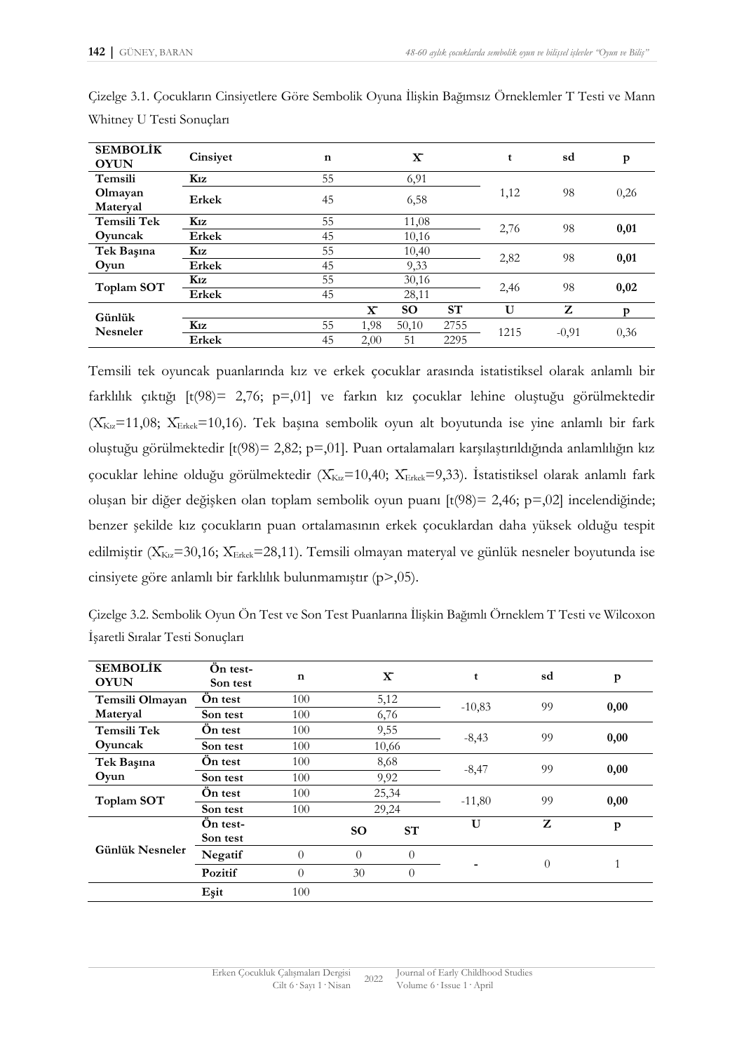Çizelge 3.1. Çocukların Cinsiyetlere Göre Sembolik Oyuna İlişkin Bağımsız Örneklemler T Testi ve Mann Whitney U Testi Sonuçları

| SEMBOLİK OYUN | Cinsiyet | n | $\bar{X}$ | | | t | sd | p |
|---|---|---|---|---|---|---|---|---|
| Temsili Olmayan Materyal | Kız | 55 | 6,91 | | | 1,12 | 98 | 0,26 |
| | Erkek | 45 | 6,58 | | | | | |
| Temsili Tek Oyuncak | Kız | 55 | 11,08 | | | 2,76 | 98 | **0,01** |
| | Erkek | 45 | 10,16 | | | | | |
| Tek Başına Oyun | Kız | 55 | 10,40 | | | 2,82 | 98 | **0,01** |
| | Erkek | 45 | 9,33 | | | | | |
| Toplam SOT | Kız | 55 | 30,16 | | | 2,46 | 98 | **0,02** |
| | Erkek | 45 | 28,11 | | | | | |
| Günlük Nesneler | | | $\bar{X}$ | SO | ST | U | Z | p |
| | Kız | 55 | 1,98 | 50,10 | 2755 | 1215 | -0,91 | 0,36 |
| | Erkek | 45 | 2,00 | 51 | 2295 | | | |

Temsili tek oyuncak puanlarında kız ve erkek çocuklar arasında istatistiksel olarak anlamlı bir farklılık çıktığı [t(98)= 2,76; p=,01] ve farkın kız çocuklar lehine oluştuğu görülmektedir ($\bar{X}_{Kız}$=11,08; $\bar{X}_{Erkek}$=10,16). Tek başına sembolik oyun alt boyutunda ise yine anlamlı bir fark oluştuğu görülmektedir [t(98)= 2,82; p=,01]. Puan ortalamaları karşılaştırıldığında anlamlılığın kız çocuklar lehine olduğu görülmektedir ($\bar{X}_{Kız}$=10,40; $\bar{X}_{Erkek}$=9,33). İstatistiksel olarak anlamlı fark oluşan bir diğer değişken olan toplam sembolik oyun puanı [t(98)= 2,46; p=,02] incelendiğinde; benzer şekilde kız çocukların puan ortalamasının erkek çocuklardan daha yüksek olduğu tespit edilmiştir ($\bar{X}_{Kız}$=30,16; $\bar{X}_{Erkek}$=28,11). Temsili olmayan materyal ve günlük nesneler boyutunda ise cinsiyete göre anlamlı bir farklılık bulunmamıştır (p>,05).

Çizelge 3.2. Sembolik Oyun Ön Test ve Son Test Puanlarına İlişkin Bağımlı Örneklem T Testi ve Wilcoxon İşaretli Sıralar Testi Sonuçları

| SEMBOLİK OYUN | Ön test-Son test | n | $\bar{X}$ | | t | sd | p |
|---|---|---|---|---|---|---|---|
| Temsili Olmayan Materyal | Ön test | 100 | 5,12 | | -10,83 | 99 | **0,00** |
| | Son test | 100 | 6,76 | | | | |
| Temsili Tek Oyuncak | Ön test | 100 | 9,55 | | -8,43 | 99 | **0,00** |
| | Son test | 100 | 10,66 | | | | |
| Tek Başına Oyun | Ön test | 100 | 8,68 | | -8,47 | 99 | **0,00** |
| | Son test | 100 | 9,92 | | | | |
| Toplam SOT | Ön test | 100 | 25,34 | | -11,80 | 99 | **0,00** |
| | Son test | 100 | 29,24 | | | | |
| Günlük Nesneler | Ön test-Son test | | SO | ST | U | Z | p |
| | Negatif | 0 | 0 | 0 | - | 0 | 1 |
| | Pozitif | 0 | 30 | 0 | | | |
| | Eşit | 100 | | | | | |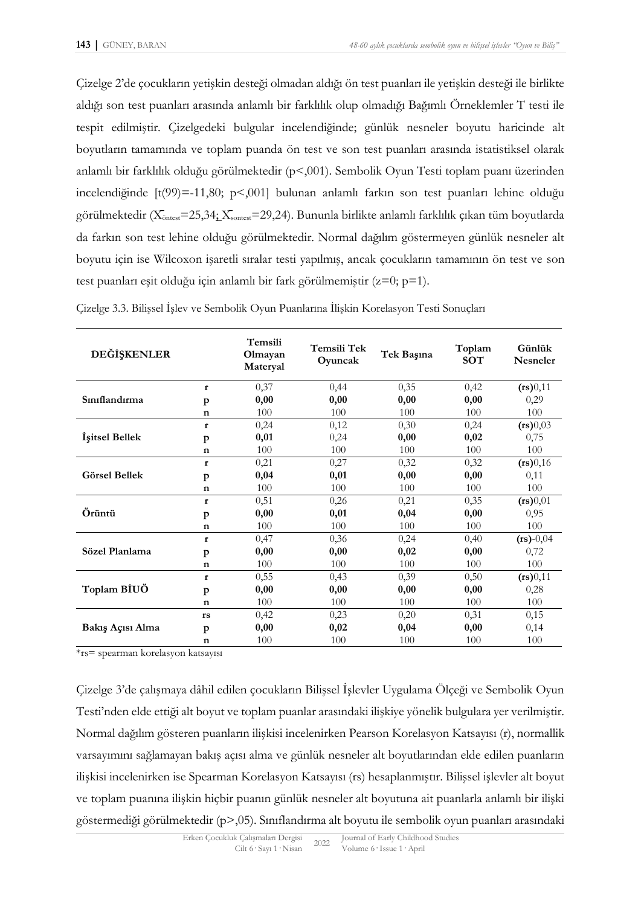Çizelge 2'de çocukların yetişkin desteği olmadan aldığı ön test puanları ile yetişkin desteği ile birlikte aldığı son test puanları arasında anlamlı bir farklılık olup olmadığı Bağımlı Örneklemler T testi ile tespit edilmiştir. Çizelgedeki bulgular incelendiğinde; günlük nesneler boyutu haricinde alt boyutların tamamında ve toplam puanda ön test ve son test puanları arasında istatistiksel olarak anlamlı bir farklılık olduğu görülmektedir (p<,001). Sembolik Oyun Testi toplam puanı üzerinden incelendiğinde [t(99)=-11,80; p<,001] bulunan anlamlı farkın son test puanları lehine olduğu görülmektedir ($\bar{X}_{öntest}$=25,34; $\bar{X}_{sontest}$=29,24). Bununla birlikte anlamlı farklılık çıkan tüm boyutlarda da farkın son test lehine olduğu görülmektedir. Normal dağılım göstermeyen günlük nesneler alt boyutu için ise Wilcoxon işaretli sıralar testi yapılmış, ancak çocukların tamamının ön test ve son test puanları eşit olduğu için anlamlı bir fark görülmemiştir (z=0; p=1).

Çizelge 3.3. Bilişsel İşlev ve Sembolik Oyun Puanlarına İlişkin Korelasyon Testi Sonuçları

| DEĞİŞKENLER | | Temsili Olmayan Materyal | Temsili Tek Oyuncak | Tek Başına | Toplam SOT | Günlük Nesneler |
|---|---|---|---|---|---|---|
| Sınıflandırma | r | 0,37 | 0,44 | 0,35 | 0,42 | **(rs)**0,11 |
| | p | **0,00** | **0,00** | **0,00** | **0,00** | 0,29 |
| | n | 100 | 100 | 100 | 100 | 100 |
| İşitsel Bellek | r | 0,24 | 0,12 | 0,30 | 0,24 | **(rs)**0,03 |
| | p | **0,01** | 0,24 | **0,00** | **0,02** | 0,75 |
| | n | 100 | 100 | 100 | 100 | 100 |
| Görsel Bellek | r | 0,21 | 0,27 | 0,32 | 0,32 | **(rs)**0,16 |
| | p | **0,04** | **0,01** | **0,00** | **0,00** | 0,11 |
| | n | 100 | 100 | 100 | 100 | 100 |
| Örüntü | r | 0,51 | 0,26 | 0,21 | 0,35 | **(rs)**0,01 |
| | p | **0,00** | **0,01** | **0,04** | **0,00** | 0,95 |
| | n | 100 | 100 | 100 | 100 | 100 |
| Sözel Planlama | r | 0,47 | 0,36 | 0,24 | 0,40 | **(rs)**-0,04 |
| | p | **0,00** | **0,00** | **0,02** | **0,00** | 0,72 |
| | n | 100 | 100 | 100 | 100 | 100 |
| Toplam BİUÖ | r | 0,55 | 0,43 | 0,39 | 0,50 | **(rs)**0,11 |
| | p | **0,00** | **0,00** | **0,00** | **0,00** | 0,28 |
| | n | 100 | 100 | 100 | 100 | 100 |
| Bakış Açısı Alma | rs | 0,42 | 0,23 | 0,20 | 0,31 | 0,15 |
| | p | **0,00** | **0,02** | **0,04** | **0,00** | 0,14 |
| | n | 100 | 100 | 100 | 100 | 100 |

*rs= spearman korelasyon katsayısı

Çizelge 3'de çalışmaya dâhil edilen çocukların Bilişsel İşlevler Uygulama Ölçeği ve Sembolik Oyun Testi'nden elde ettiği alt boyut ve toplam puanlar arasındaki ilişkiye yönelik bulgulara yer verilmiştir. Normal dağılım gösteren puanların ilişkisi incelenirken Pearson Korelasyon Katsayısı (r), normallik varsayımını sağlamayan bakış açısı alma ve günlük nesneler alt boyutlarından elde edilen puanların ilişkisi incelenirken ise Spearman Korelasyon Katsayısı (rs) hesaplanmıştır. Bilişsel işlevler alt boyut ve toplam puanına ilişkin hiçbir puanın günlük nesneler alt boyutuna ait puanlarla anlamlı bir ilişki göstermediği görülmektedir (p>,05). Sınıflandırma alt boyutu ile sembolik oyun puanları arasındaki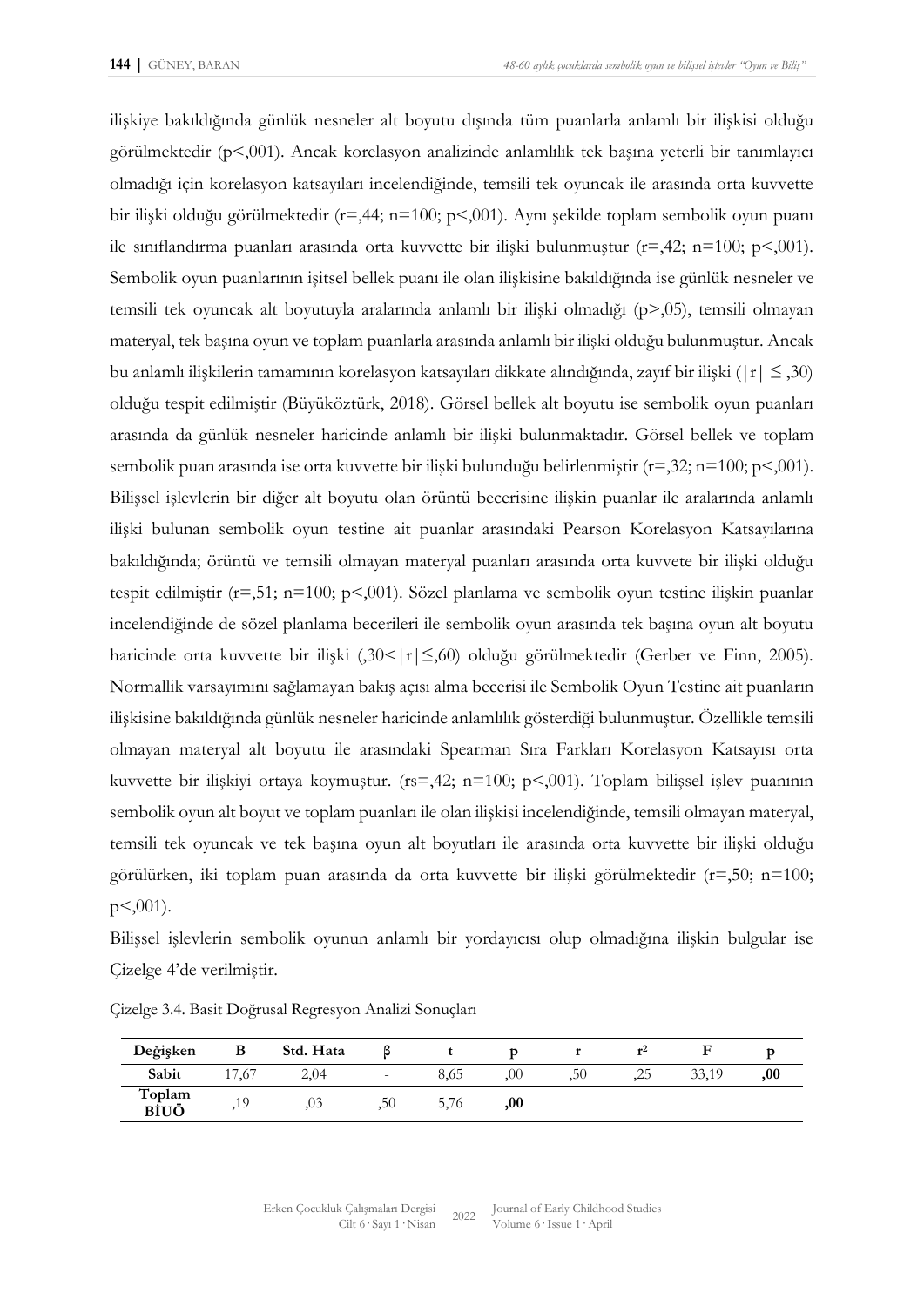ilişkiye bakıldığında günlük nesneler alt boyutu dışında tüm puanlarla anlamlı bir ilişkisi olduğu görülmektedir (p<,001). Ancak korelasyon analizinde anlamlılık tek başına yeterli bir tanımlayıcı olmadığı için korelasyon katsayıları incelendiğinde, temsili tek oyuncak ile arasında orta kuvvette bir ilişki olduğu görülmektedir (r=,44; n=100; p<,001). Aynı şekilde toplam sembolik oyun puanı ile sınıflandırma puanları arasında orta kuvvette bir ilişki bulunmuştur (r=,42; n=100; p<,001). Sembolik oyun puanlarının işitsel bellek puanı ile olan ilişkisine bakıldığında ise günlük nesneler ve temsili tek oyuncak alt boyutuyla aralarında anlamlı bir ilişki olmadığı (p>,05), temsili olmayan materyal, tek başına oyun ve toplam puanlarla arasında anlamlı bir ilişki olduğu bulunmuştur. Ancak bu anlamlı ilişkilerin tamamının korelasyon katsayıları dikkate alındığında, zayıf bir ilişki (|r| ≤ ,30) olduğu tespit edilmiştir (Büyüköztürk, 2018). Görsel bellek alt boyutu ise sembolik oyun puanları arasında da günlük nesneler haricinde anlamlı bir ilişki bulunmaktadır. Görsel bellek ve toplam sembolik puan arasında ise orta kuvvette bir ilişki bulunduğu belirlenmiştir (r=,32; n=100; p<,001). Bilişsel işlevlerin bir diğer alt boyutu olan örüntü becerisine ilişkin puanlar ile aralarında anlamlı ilişki bulunan sembolik oyun testine ait puanlar arasındaki Pearson Korelasyon Katsayılarına bakıldığında; örüntü ve temsili olmayan materyal puanları arasında orta kuvvete bir ilişki olduğu tespit edilmiştir (r=,51; n=100; p<,001). Sözel planlama ve sembolik oyun testine ilişkin puanlar incelendiğinde de sözel planlama becerileri ile sembolik oyun arasında tek başına oyun alt boyutu haricinde orta kuvvette bir ilişki (,30<|r|≤,60) olduğu görülmektedir (Gerber ve Finn, 2005). Normallik varsayımını sağlamayan bakış açısı alma becerisi ile Sembolik Oyun Testine ait puanların ilişkisine bakıldığında günlük nesneler haricinde anlamlılık gösterdiği bulunmuştur. Özellikle temsili olmayan materyal alt boyutu ile arasındaki Spearman Sıra Farkları Korelasyon Katsayısı orta kuvvette bir ilişkiyi ortaya koymuştur. (rs=,42; n=100; p<,001). Toplam bilişsel işlev puanının sembolik oyun alt boyut ve toplam puanları ile olan ilişkisi incelendiğinde, temsili olmayan materyal, temsili tek oyuncak ve tek başına oyun alt boyutları ile arasında orta kuvvette bir ilişki olduğu görülürken, iki toplam puan arasında da orta kuvvette bir ilişki görülmektedir (r=,50; n=100; p<,001).

Bilişsel işlevlerin sembolik oyunun anlamlı bir yordayıcısı olup olmadığına ilişkin bulgular ise Çizelge 4'de verilmiştir.

Çizelge 3.4. Basit Doğrusal Regresyon Analizi Sonuçları

| Değişken | B | Std. Hata | β | t | p | r | $r^2$ | F | p |
|---|---|---|---|---|---|---|---|---|---|
| **Sabit** | 17,67 | 2,04 | - | 8,65 | ,00 | ,50 | ,25 | 33,19 | **,00** |
| **Toplam BİUÖ** | ,19 | ,03 | ,50 | 5,76 | **,00** | | | | |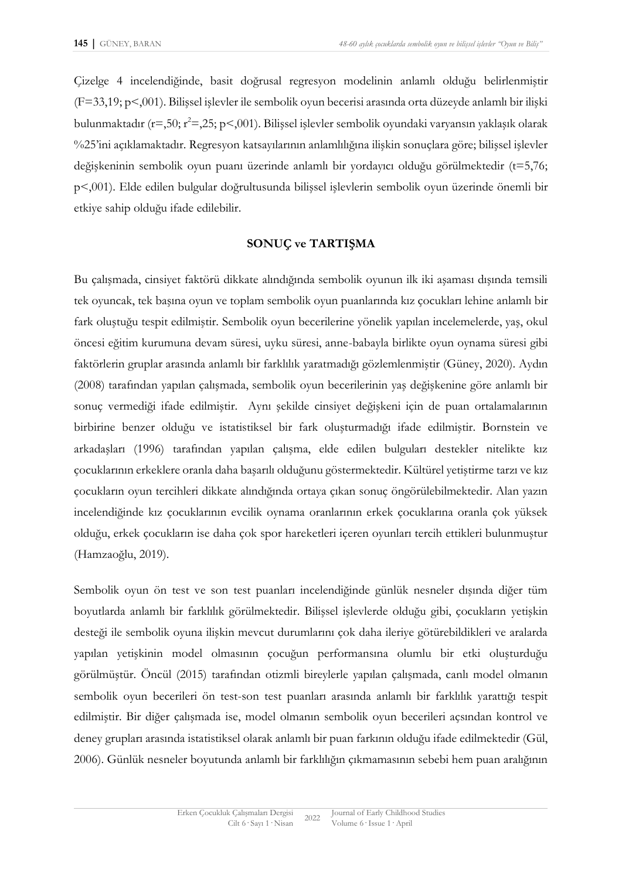Çizelge 4 incelendiğinde, basit doğrusal regresyon modelinin anlamlı olduğu belirlenmiştir ($F=33,19$; $p<,001$). Bilişsel işlevler ile sembolik oyun becerisi arasında orta düzeyde anlamlı bir ilişki bulunmaktadır ($r=,50$; $r^2=,25$; $p<,001$). Bilişsel işlevler sembolik oyundaki varyansın yaklaşık olarak %25'ini açıklamaktadır. Regresyon katsayılarının anlamlılığına ilişkin sonuçlara göre; bilişsel işlevler değişkeninin sembolik oyun puanı üzerinde anlamlı bir yordayıcı olduğu görülmektedir ($t=5,76$; $p<,001$). Elde edilen bulgular doğrultusunda bilişsel işlevlerin sembolik oyun üzerinde önemli bir etkiye sahip olduğu ifade edilebilir.

## SONUÇ ve TARTIŞMA

Bu çalışmada, cinsiyet faktörü dikkate alındığında sembolik oyunun ilk iki aşaması dışında temsili tek oyuncak, tek başına oyun ve toplam sembolik oyun puanlarında kız çocukları lehine anlamlı bir fark oluştuğu tespit edilmiştir. Sembolik oyun becerilerine yönelik yapılan incelemelerde, yaş, okul öncesi eğitim kurumuna devam süresi, uyku süresi, anne-babayla birlikte oyun oynama süresi gibi faktörlerin gruplar arasında anlamlı bir farklılık yaratmadığı gözlemlenmiştir (Güney, 2020). Aydın (2008) tarafından yapılan çalışmada, sembolik oyun becerilerinin yaş değişkenine göre anlamlı bir sonuç vermediği ifade edilmiştir. Aynı şekilde cinsiyet değişkeni için de puan ortalamalarının birbirine benzer olduğu ve istatistiksel bir fark oluşturmadığı ifade edilmiştir. Bornstein ve arkadaşları (1996) tarafından yapılan çalışma, elde edilen bulguları destekler nitelikte kız çocuklarının erkeklere oranla daha başarılı olduğunu göstermektedir. Kültürel yetiştirme tarzı ve kız çocukların oyun tercihleri dikkate alındığında ortaya çıkan sonuç öngörülebilmektedir. Alan yazın incelendiğinde kız çocuklarının evcilik oynama oranlarının erkek çocuklarına oranla çok yüksek olduğu, erkek çocukların ise daha çok spor hareketleri içeren oyunları tercih ettikleri bulunmuştur (Hamzaoğlu, 2019).

Sembolik oyun ön test ve son test puanları incelendiğinde günlük nesneler dışında diğer tüm boyutlarda anlamlı bir farklılık görülmektedir. Bilişsel işlevlerde olduğu gibi, çocukların yetişkin desteği ile sembolik oyuna ilişkin mevcut durumlarını çok daha ileriye götürebildikleri ve aralarda yapılan yetişkinin model olmasının çocuğun performansına olumlu bir etki oluşturduğu görülmüştür. Öncül (2015) tarafından otizmli bireylerle yapılan çalışmada, canlı model olmanın sembolik oyun becerileri ön test-son test puanları arasında anlamlı bir farklılık yarattığı tespit edilmiştir. Bir diğer çalışmada ise, model olmanın sembolik oyun becerileri açısından kontrol ve deney grupları arasında istatistiksel olarak anlamlı bir puan farkının olduğu ifade edilmektedir (Gül, 2006). Günlük nesneler boyutunda anlamlı bir farklılığın çıkmamasının sebebi hem puan aralığının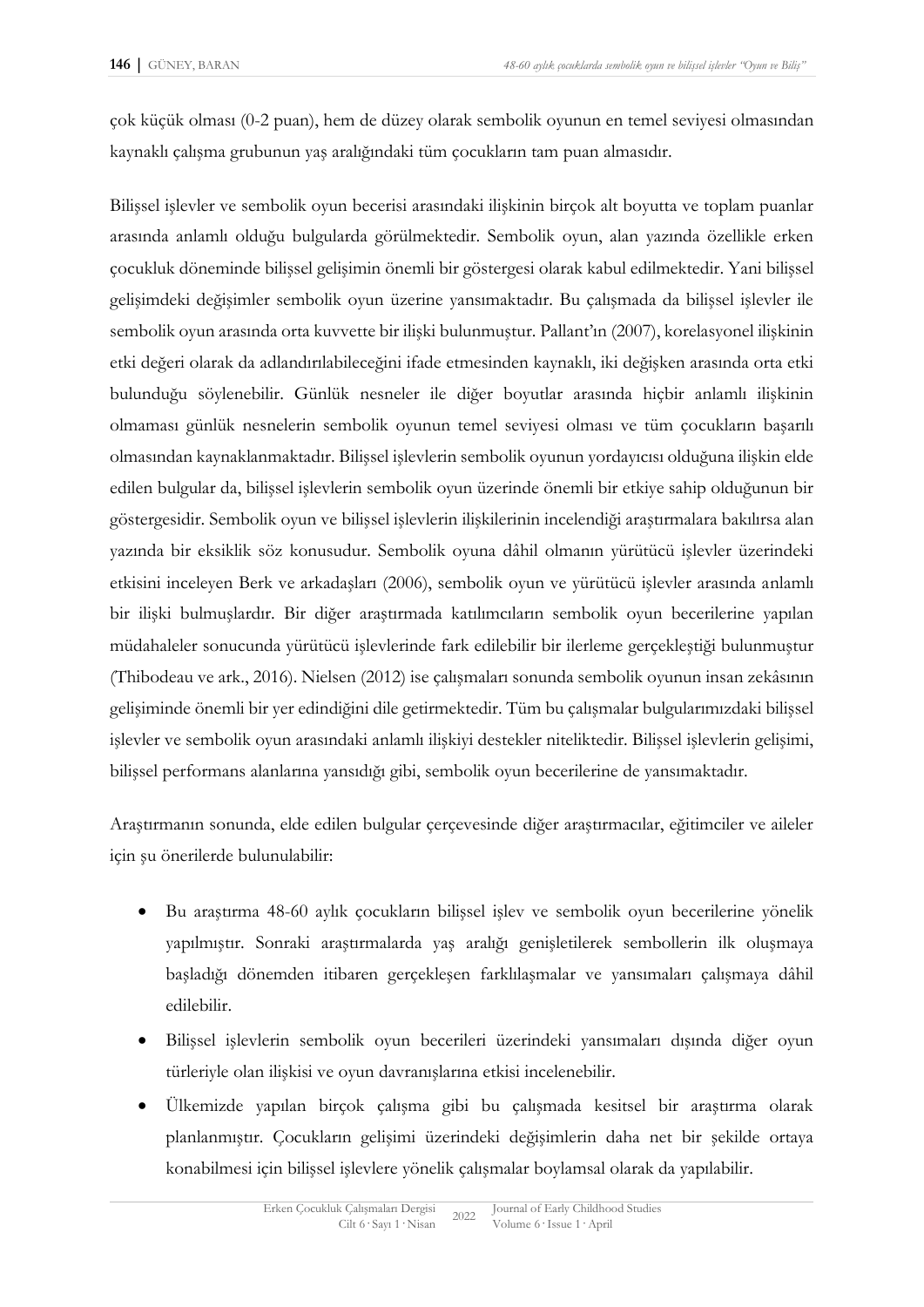çok küçük olması (0-2 puan), hem de düzey olarak sembolik oyunun en temel seviyesi olmasından kaynaklı çalışma grubunun yaş aralığındaki tüm çocukların tam puan almasıdır.

Bilişsel işlevler ve sembolik oyun becerisi arasındaki ilişkinin birçok alt boyutta ve toplam puanlar arasında anlamlı olduğu bulgularda görülmektedir. Sembolik oyun, alan yazında özellikle erken çocukluk döneminde bilişsel gelişimin önemli bir göstergesi olarak kabul edilmektedir. Yani bilişsel gelişimdeki değişimler sembolik oyun üzerine yansımaktadır. Bu çalışmada da bilişsel işlevler ile sembolik oyun arasında orta kuvvette bir ilişki bulunmuştur. Pallant'ın (2007), korelasyonel ilişkinin etki değeri olarak da adlandırılabileceğini ifade etmesinden kaynaklı, iki değişken arasında orta etki bulunduğu söylenebilir. Günlük nesneler ile diğer boyutlar arasında hiçbir anlamlı ilişkinin olmaması günlük nesnelerin sembolik oyunun temel seviyesi olması ve tüm çocukların başarılı olmasından kaynaklanmaktadır. Bilişsel işlevlerin sembolik oyunun yordayıcısı olduğuna ilişkin elde edilen bulgular da, bilişsel işlevlerin sembolik oyun üzerinde önemli bir etkiye sahip olduğunun bir göstergesidir. Sembolik oyun ve bilişsel işlevlerin ilişkilerinin incelendiği araştırmalara bakılırsa alan yazında bir eksiklik söz konusudur. Sembolik oyuna dâhil olmanın yürütücü işlevler üzerindeki etkisini inceleyen Berk ve arkadaşları (2006), sembolik oyun ve yürütücü işlevler arasında anlamlı bir ilişki bulmuşlardır. Bir diğer araştırmada katılımcıların sembolik oyun becerilerine yapılan müdahaleler sonucunda yürütücü işlevlerinde fark edilebilir bir ilerleme gerçekleştiği bulunmuştur (Thibodeau ve ark., 2016). Nielsen (2012) ise çalışmaları sonunda sembolik oyunun insan zekâsının gelişiminde önemli bir yer edindiğini dile getirmektedir. Tüm bu çalışmalar bulgularımızdaki bilişsel işlevler ve sembolik oyun arasındaki anlamlı ilişkiyi destekler niteliktedir. Bilişsel işlevlerin gelişimi, bilişsel performans alanlarına yansıdığı gibi, sembolik oyun becerilerine de yansımaktadır.

Araştırmanın sonunda, elde edilen bulgular çerçevesinde diğer araştırmacılar, eğitimciler ve aileler için şu önerilerde bulunulabilir:

- Bu araştırma 48-60 aylık çocukların bilişsel işlev ve sembolik oyun becerilerine yönelik yapılmıştır. Sonraki araştırmalarda yaş aralığı genişletilerek sembollerin ilk oluşmaya başladığı dönemden itibaren gerçekleşen farklılaşmalar ve yansımaları çalışmaya dâhil edilebilir.
- Bilişsel işlevlerin sembolik oyun becerileri üzerindeki yansımaları dışında diğer oyun türleriyle olan ilişkisi ve oyun davranışlarına etkisi incelenebilir.
- Ülkemizde yapılan birçok çalışma gibi bu çalışmada kesitsel bir araştırma olarak planlanmıştır. Çocukların gelişimi üzerindeki değişimlerin daha net bir şekilde ortaya konabilmesi için bilişsel işlevlere yönelik çalışmalar boylamsal olarak da yapılabilir.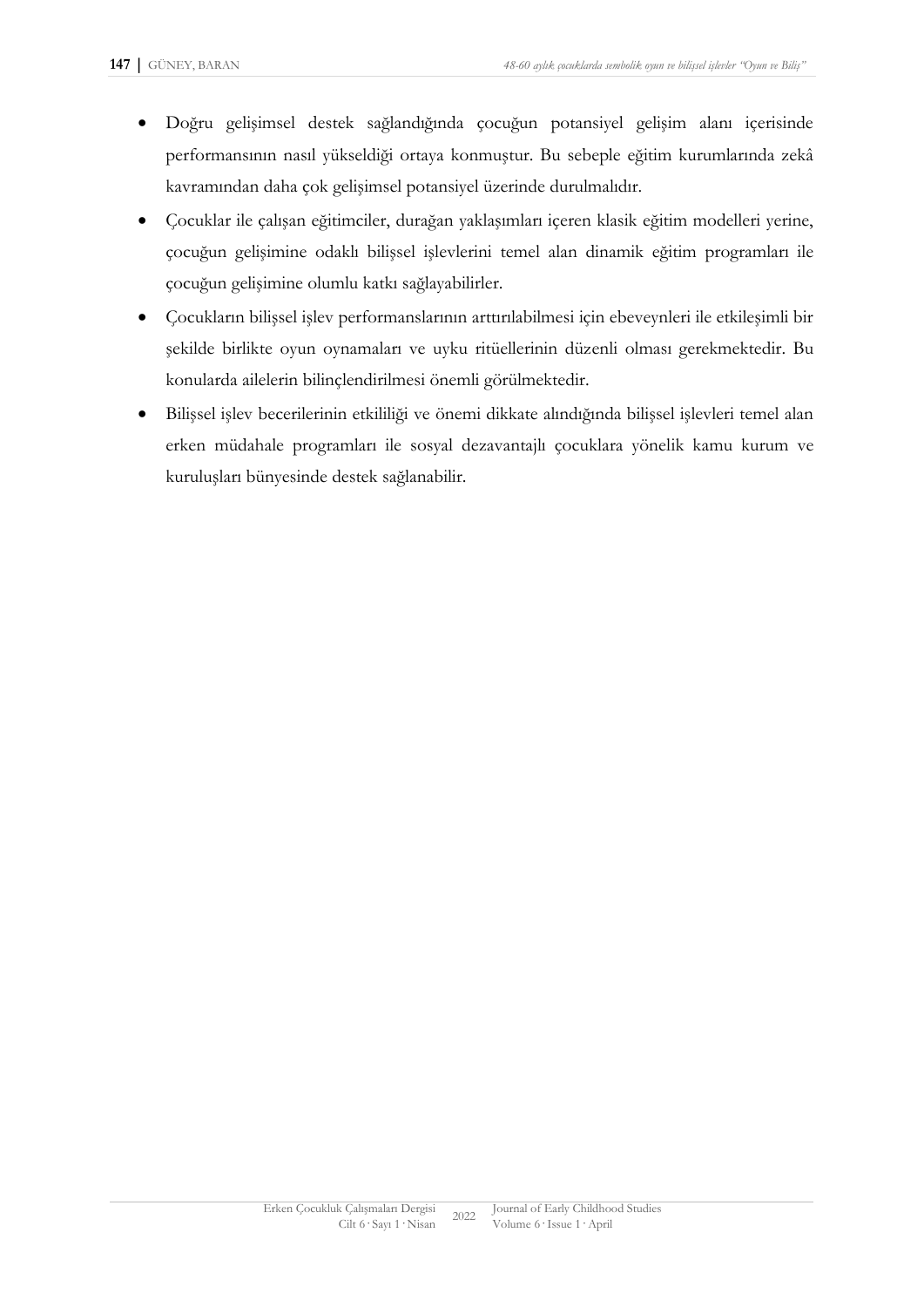- Doğru gelişimsel destek sağlandığında çocuğun potansiyel gelişim alanı içerisinde performansının nasıl yükseldiği ortaya konmuştur. Bu sebeple eğitim kurumlarında zekâ kavramından daha çok gelişimsel potansiyel üzerinde durulmalıdır.
- Çocuklar ile çalışan eğitimciler, durağan yaklaşımları içeren klasik eğitim modelleri yerine, çocuğun gelişimine odaklı bilişsel işlevlerini temel alan dinamik eğitim programları ile çocuğun gelişimine olumlu katkı sağlayabilirler.
- Çocukların bilişsel işlev performanslarının arttırılabilmesi için ebeveynleri ile etkileşimli bir şekilde birlikte oyun oynamaları ve uyku ritüellerinin düzenli olması gerekmektedir. Bu konularda ailelerin bilinçlendirilmesi önemli görülmektedir.
- Bilişsel işlev becerilerinin etkililiği ve önemi dikkate alındığında bilişsel işlevleri temel alan erken müdahale programları ile sosyal dezavantajlı çocuklara yönelik kamu kurum ve kuruluşları bünyesinde destek sağlanabilir.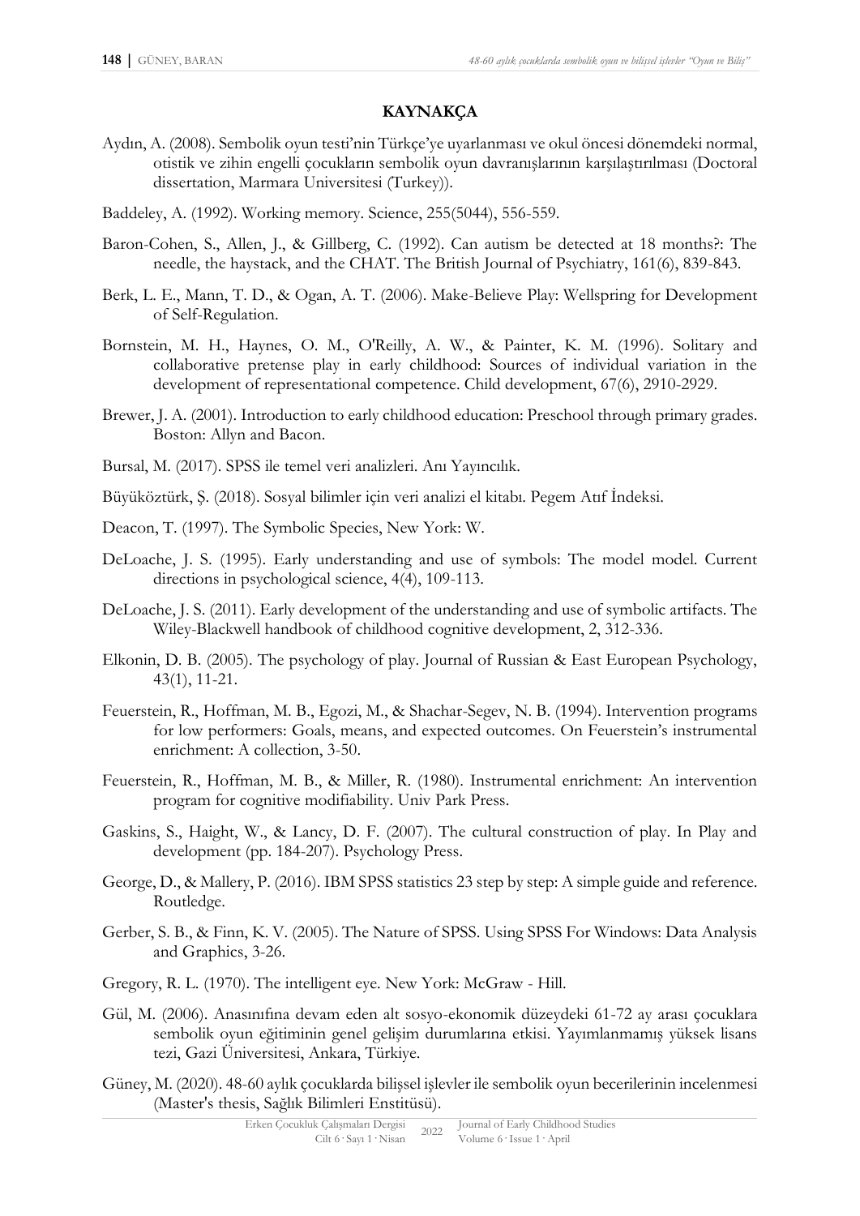## KAYNAKÇA

Aydın, A. (2008). Sembolik oyun testi'nin Türkçe'ye uyarlanması ve okul öncesi dönemdeki normal, otistik ve zihin engelli çocukların sembolik oyun davranışlarının karşılaştırılması (Doctoral dissertation, Marmara Universitesi (Turkey)).

Baddeley, A. (1992). Working memory. Science, 255(5044), 556-559.

Baron-Cohen, S., Allen, J., & Gillberg, C. (1992). Can autism be detected at 18 months?: The needle, the haystack, and the CHAT. The British Journal of Psychiatry, 161(6), 839-843.

Berk, L. E., Mann, T. D., & Ogan, A. T. (2006). Make-Believe Play: Wellspring for Development of Self-Regulation.

Bornstein, M. H., Haynes, O. M., O'Reilly, A. W., & Painter, K. M. (1996). Solitary and collaborative pretense play in early childhood: Sources of individual variation in the development of representational competence. Child development, 67(6), 2910-2929.

Brewer, J. A. (2001). Introduction to early childhood education: Preschool through primary grades. Boston: Allyn and Bacon.

Bursal, M. (2017). SPSS ile temel veri analizleri. Anı Yayıncılık.

Büyüköztürk, Ş. (2018). Sosyal bilimler için veri analizi el kitabı. Pegem Atıf İndeksi.

Deacon, T. (1997). The Symbolic Species, New York: W.

DeLoache, J. S. (1995). Early understanding and use of symbols: The model model. Current directions in psychological science, 4(4), 109-113.

DeLoache, J. S. (2011). Early development of the understanding and use of symbolic artifacts. The Wiley-Blackwell handbook of childhood cognitive development, 2, 312-336.

Elkonin, D. B. (2005). The psychology of play. Journal of Russian & East European Psychology, 43(1), 11-21.

Feuerstein, R., Hoffman, M. B., Egozi, M., & Shachar-Segev, N. B. (1994). Intervention programs for low performers: Goals, means, and expected outcomes. On Feuerstein's instrumental enrichment: A collection, 3-50.

Feuerstein, R., Hoffman, M. B., & Miller, R. (1980). Instrumental enrichment: An intervention program for cognitive modifiability. Univ Park Press.

Gaskins, S., Haight, W., & Lancy, D. F. (2007). The cultural construction of play. In Play and development (pp. 184-207). Psychology Press.

George, D., & Mallery, P. (2016). IBM SPSS statistics 23 step by step: A simple guide and reference. Routledge.

Gerber, S. B., & Finn, K. V. (2005). The Nature of SPSS. Using SPSS For Windows: Data Analysis and Graphics, 3-26.

Gregory, R. L. (1970). The intelligent eye. New York: McGraw - Hill.

Gül, M. (2006). Anasınıfına devam eden alt sosyo-ekonomik düzeydeki 61-72 ay arası çocuklara sembolik oyun eğitiminin genel gelişim durumlarına etkisi. Yayımlanmamış yüksek lisans tezi, Gazi Üniversitesi, Ankara, Türkiye.

Güney, M. (2020). 48-60 aylık çocuklarda bilişsel işlevler ile sembolik oyun becerilerinin incelenmesi (Master's thesis, Sağlık Bilimleri Enstitüsü).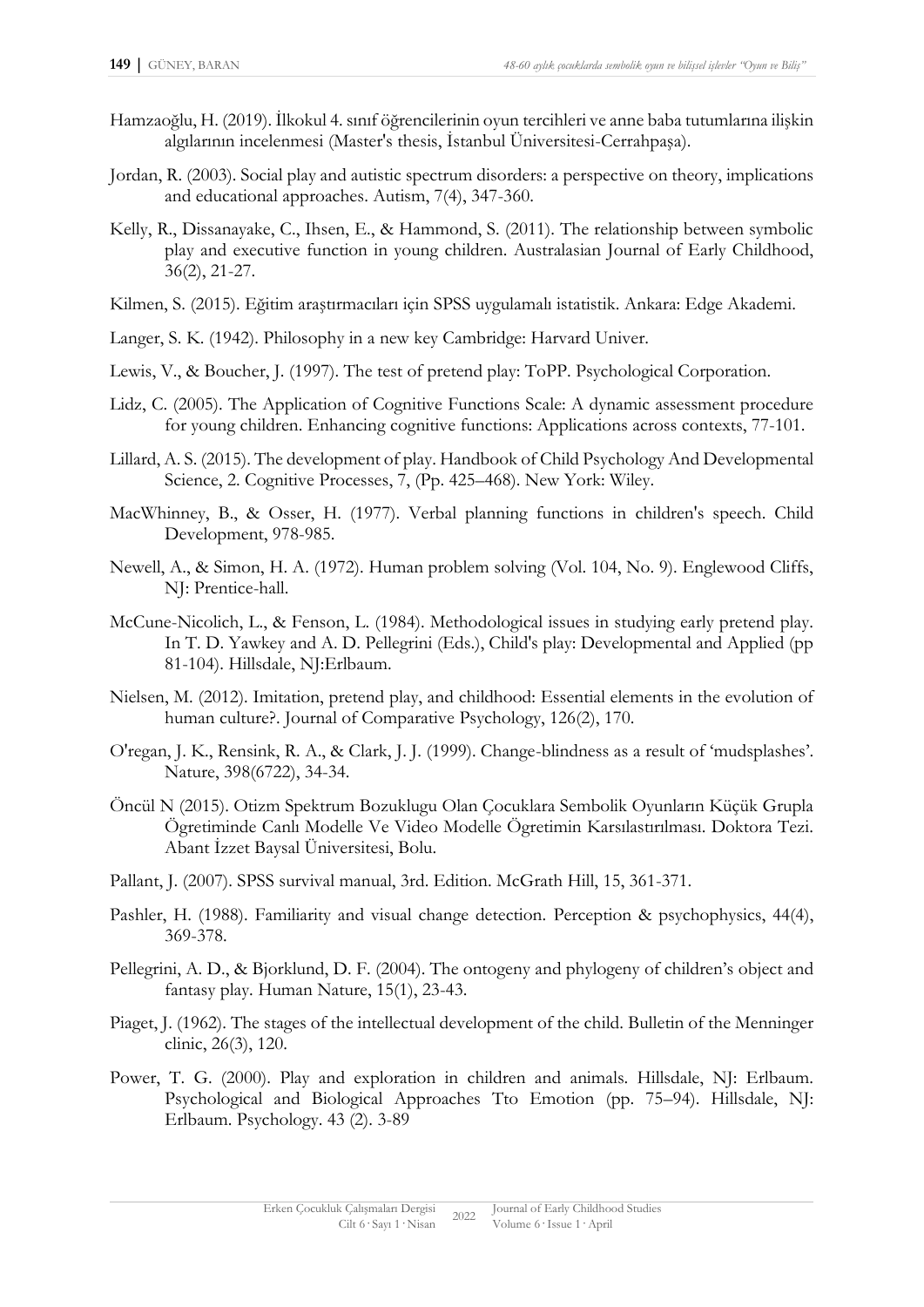Hamzaoğlu, H. (2019). İlkokul 4. sınıf öğrencilerinin oyun tercihleri ve anne baba tutumlarına ilişkin algılarının incelenmesi (Master's thesis, İstanbul Üniversitesi-Cerrahpaşa).

Jordan, R. (2003). Social play and autistic spectrum disorders: a perspective on theory, implications and educational approaches. Autism, 7(4), 347-360.

Kelly, R., Dissanayake, C., Ihsen, E., & Hammond, S. (2011). The relationship between symbolic play and executive function in young children. Australasian Journal of Early Childhood, 36(2), 21-27.

Kilmen, S. (2015). Eğitim araştırmacıları için SPSS uygulamalı istatistik. Ankara: Edge Akademi.

Langer, S. K. (1942). Philosophy in a new key Cambridge: Harvard Univer.

Lewis, V., & Boucher, J. (1997). The test of pretend play: ToPP. Psychological Corporation.

Lidz, C. (2005). The Application of Cognitive Functions Scale: A dynamic assessment procedure for young children. Enhancing cognitive functions: Applications across contexts, 77-101.

Lillard, A. S. (2015). The development of play. Handbook of Child Psychology And Developmental Science, 2. Cognitive Processes, 7, (Pp. 425–468). New York: Wiley.

MacWhinney, B., & Osser, H. (1977). Verbal planning functions in children's speech. Child Development, 978-985.

Newell, A., & Simon, H. A. (1972). Human problem solving (Vol. 104, No. 9). Englewood Cliffs, NJ: Prentice-hall.

McCune-Nicolich, L., & Fenson, L. (1984). Methodological issues in studying early pretend play. In T. D. Yawkey and A. D. Pellegrini (Eds.), Child's play: Developmental and Applied (pp 81-104). Hillsdale, NJ:Erlbaum.

Nielsen, M. (2012). Imitation, pretend play, and childhood: Essential elements in the evolution of human culture?. Journal of Comparative Psychology, 126(2), 170.

O'regan, J. K., Rensink, R. A., & Clark, J. J. (1999). Change-blindness as a result of 'mudsplashes'. Nature, 398(6722), 34-34.

Öncül N (2015). Otizm Spektrum Bozuklugu Olan Çocuklara Sembolik Oyunların Küçük Grupla Ögretiminde Canlı Modelle Ve Video Modelle Ögretimin Karsılastırılması. Doktora Tezi. Abant İzzet Baysal Üniversitesi, Bolu.

Pallant, J. (2007). SPSS survival manual, 3rd. Edition. McGrath Hill, 15, 361-371.

Pashler, H. (1988). Familiarity and visual change detection. Perception & psychophysics, 44(4), 369-378.

Pellegrini, A. D., & Bjorklund, D. F. (2004). The ontogeny and phylogeny of children's object and fantasy play. Human Nature, 15(1), 23-43.

Piaget, J. (1962). The stages of the intellectual development of the child. Bulletin of the Menninger clinic, 26(3), 120.

Power, T. G. (2000). Play and exploration in children and animals. Hillsdale, NJ: Erlbaum. Psychological and Biological Approaches Tto Emotion (pp. 75–94). Hillsdale, NJ: Erlbaum. Psychology. 43 (2). 3-89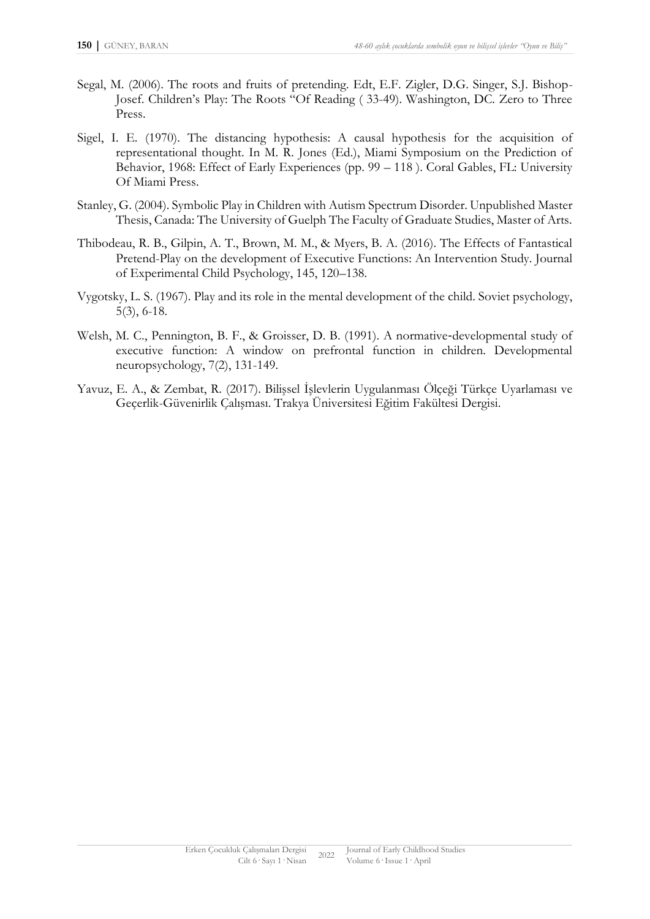Segal, M. (2006). The roots and fruits of pretending. Edt, E.F. Zigler, D.G. Singer, S.J. Bishop-Josef. Children's Play: The Roots "Of Reading ( 33-49). Washington, DC. Zero to Three Press.

Sigel, I. E. (1970). The distancing hypothesis: A causal hypothesis for the acquisition of representational thought. In M. R. Jones (Ed.), Miami Symposium on the Prediction of Behavior, 1968: Effect of Early Experiences (pp. 99 – 118 ). Coral Gables, FL: University Of Miami Press.

Stanley, G. (2004). Symbolic Play in Children with Autism Spectrum Disorder. Unpublished Master Thesis, Canada: The University of Guelph The Faculty of Graduate Studies, Master of Arts.

Thibodeau, R. B., Gilpin, A. T., Brown, M. M., & Myers, B. A. (2016). The Effects of Fantastical Pretend-Play on the development of Executive Functions: An Intervention Study. Journal of Experimental Child Psychology, 145, 120–138.

Vygotsky, L. S. (1967). Play and its role in the mental development of the child. Soviet psychology, 5(3), 6-18.

Welsh, M. C., Pennington, B. F., & Groisser, D. B. (1991). A normative‐developmental study of executive function: A window on prefrontal function in children. Developmental neuropsychology, 7(2), 131-149.

Yavuz, E. A., & Zembat, R. (2017). Bilişsel İşlevlerin Uygulanması Ölçeği Türkçe Uyarlaması ve Geçerlik-Güvenirlik Çalışması. Trakya Üniversitesi Eğitim Fakültesi Dergisi.